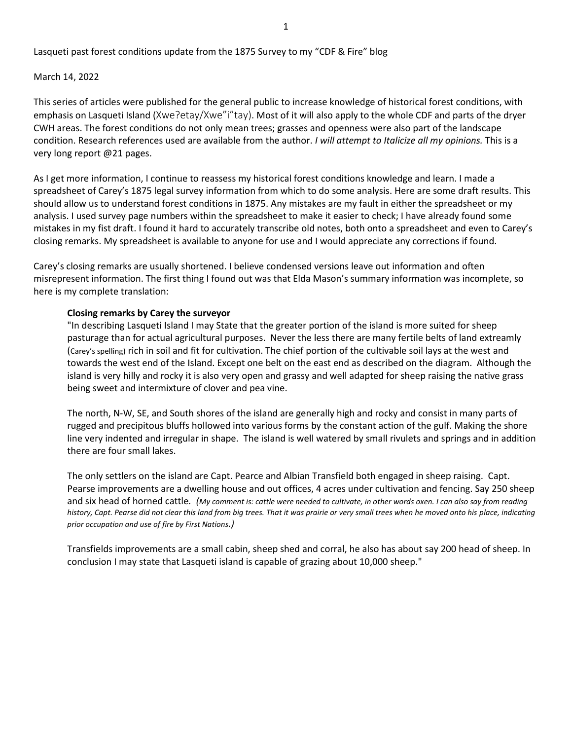Lasqueti past forest conditions update from the 1875 Survey to my "CDF & Fire" blog

March 14, 2022

This series of articles were published for the general public to increase knowledge of historical forest conditions, with emphasis on Lasqueti Island (Xwe?etay/Xwe"i"tay). Most of it will also apply to the whole CDF and parts of the dryer CWH areas. The forest conditions do not only mean trees; grasses and openness were also part of the landscape condition. Research references used are available from the author. *I will attempt to Italicize all my opinions.* This is a very long report @21 pages.

As I get more information, I continue to reassess my historical forest conditions knowledge and learn. I made a spreadsheet of Carey's 1875 legal survey information from which to do some analysis. Here are some draft results. This should allow us to understand forest conditions in 1875. Any mistakes are my fault in either the spreadsheet or my analysis. I used survey page numbers within the spreadsheet to make it easier to check; I have already found some mistakes in my fist draft. I found it hard to accurately transcribe old notes, both onto a spreadsheet and even to Carey's closing remarks. My spreadsheet is available to anyone for use and I would appreciate any corrections if found.

Carey's closing remarks are usually shortened. I believe condensed versions leave out information and often misrepresent information. The first thing I found out was that Elda Mason's summary information was incomplete, so here is my complete translation:

> **Closing remarks by Carey the surveyor**
>
> "In describing Lasqueti Island I may State that the greater portion of the island is more suited for sheep pasturage than for actual agricultural purposes. Never the less there are many fertile belts of land extreamly (Carey's spelling) rich in soil and fit for cultivation. The chief portion of the cultivable soil lays at the west and towards the west end of the Island. Except one belt on the east end as described on the diagram. Although the island is very hilly and rocky it is also very open and grassy and well adapted for sheep raising the native grass being sweet and intermixture of clover and pea vine.
>
> The north, N-W, SE, and South shores of the island are generally high and rocky and consist in many parts of rugged and precipitous bluffs hollowed into various forms by the constant action of the gulf. Making the shore line very indented and irregular in shape. The island is well watered by small rivulets and springs and in addition there are four small lakes.
>
> The only settlers on the island are Capt. Pearce and Albian Transfield both engaged in sheep raising. Capt. Pearse improvements are a dwelling house and out offices, 4 acres under cultivation and fencing. Say 250 sheep and six head of horned cattle. *(My comment is: cattle were needed to cultivate, in other words oxen. I can also say from reading history, Capt. Pearse did not clear this land from big trees. That it was prairie or very small trees when he moved onto his place, indicating prior occupation and use of fire by First Nations.)*
>
> Transfields improvements are a small cabin, sheep shed and corral, he also has about say 200 head of sheep. In conclusion I may state that Lasqueti island is capable of grazing about 10,000 sheep."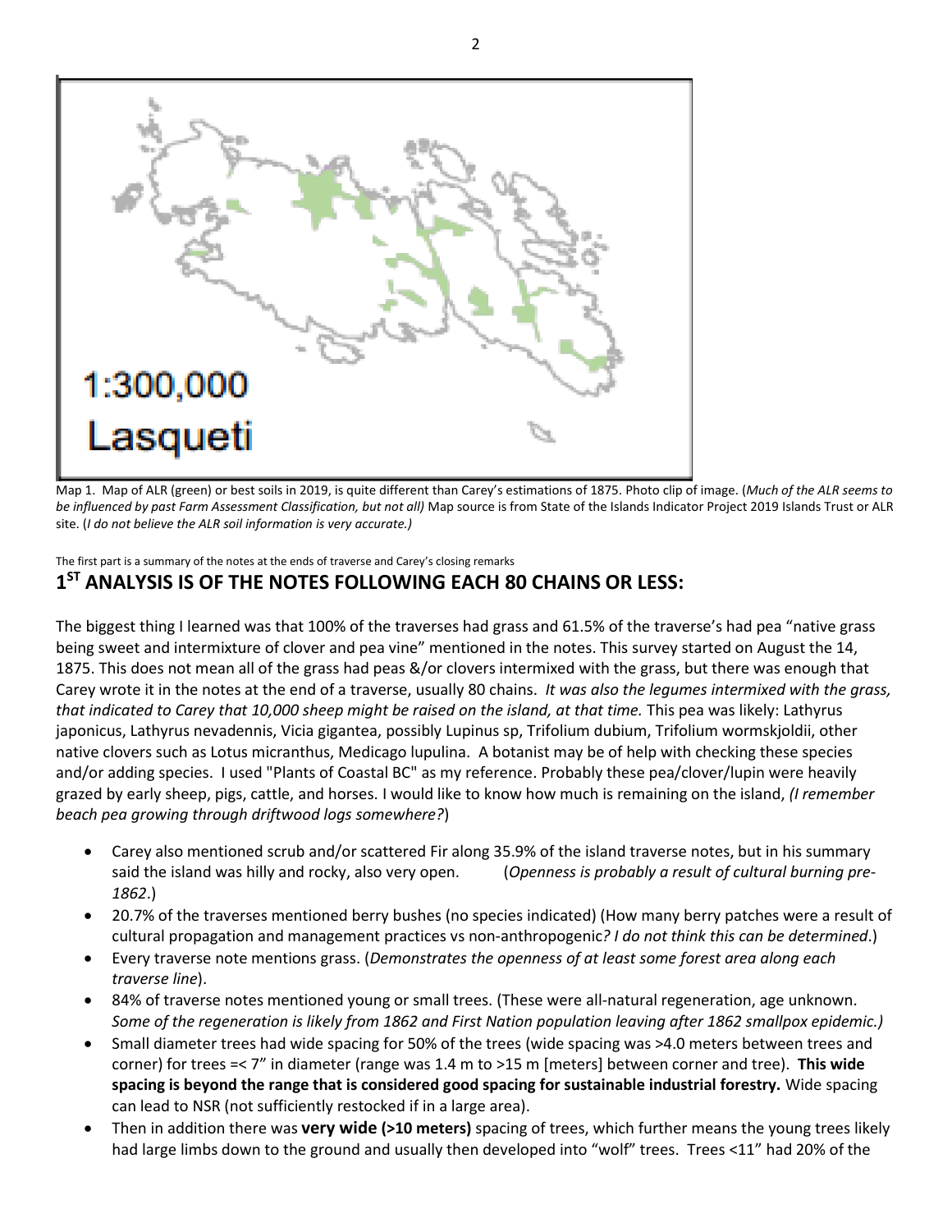Map 1. Map of ALR (green) or best soils in 2019, is quite different than Carey's estimations of 1875. Photo clip of image. (*Much of the ALR seems to be influenced by past Farm Assessment Classification, but not all)* Map source is from State of the Islands Indicator Project 2019 Islands Trust or ALR site. (*I do not believe the ALR soil information is very accurate.)*

The first part is a summary of the notes at the ends of traverse and Carey's closing remarks

## 1ST ANALYSIS IS OF THE NOTES FOLLOWING EACH 80 CHAINS OR LESS:

The biggest thing I learned was that 100% of the traverses had grass and 61.5% of the traverse's had pea "native grass being sweet and intermixture of clover and pea vine" mentioned in the notes. This survey started on August the 14, 1875. This does not mean all of the grass had peas &/or clovers intermixed with the grass, but there was enough that Carey wrote it in the notes at the end of a traverse, usually 80 chains. *It was also the legumes intermixed with the grass, that indicated to Carey that 10,000 sheep might be raised on the island, at that time.* This pea was likely: Lathyrus japonicus, Lathyrus nevadennis, Vicia gigantea, possibly Lupinus sp, Trifolium dubium, Trifolium wormskjoldii, other native clovers such as Lotus micranthus, Medicago lupulina. A botanist may be of help with checking these species and/or adding species. I used "Plants of Coastal BC" as my reference. Probably these pea/clover/lupin were heavily grazed by early sheep, pigs, cattle, and horses. I would like to know how much is remaining on the island, *(I remember beach pea growing through driftwood logs somewhere?*)

- Carey also mentioned scrub and/or scattered Fir along 35.9% of the island traverse notes, but in his summary said the island was hilly and rocky, also very open. (*Openness is probably a result of cultural burning pre-1862*.)
- 20.7% of the traverses mentioned berry bushes (no species indicated) (How many berry patches were a result of cultural propagation and management practices vs non-anthropogenic*? I do not think this can be determined*.)
- Every traverse note mentions grass. (*Demonstrates the openness of at least some forest area along each traverse line*).
- 84% of traverse notes mentioned young or small trees. (These were all-natural regeneration, age unknown. *Some of the regeneration is likely from 1862 and First Nation population leaving after 1862 smallpox epidemic.)*
- Small diameter trees had wide spacing for 50% of the trees (wide spacing was >4.0 meters between trees and corner) for trees =< 7" in diameter (range was 1.4 m to >15 m [meters] between corner and tree). **This wide spacing is beyond the range that is considered good spacing for sustainable industrial forestry.** Wide spacing can lead to NSR (not sufficiently restocked if in a large area).
- Then in addition there was **very wide (>10 meters)** spacing of trees, which further means the young trees likely had large limbs down to the ground and usually then developed into "wolf" trees. Trees <11" had 20% of the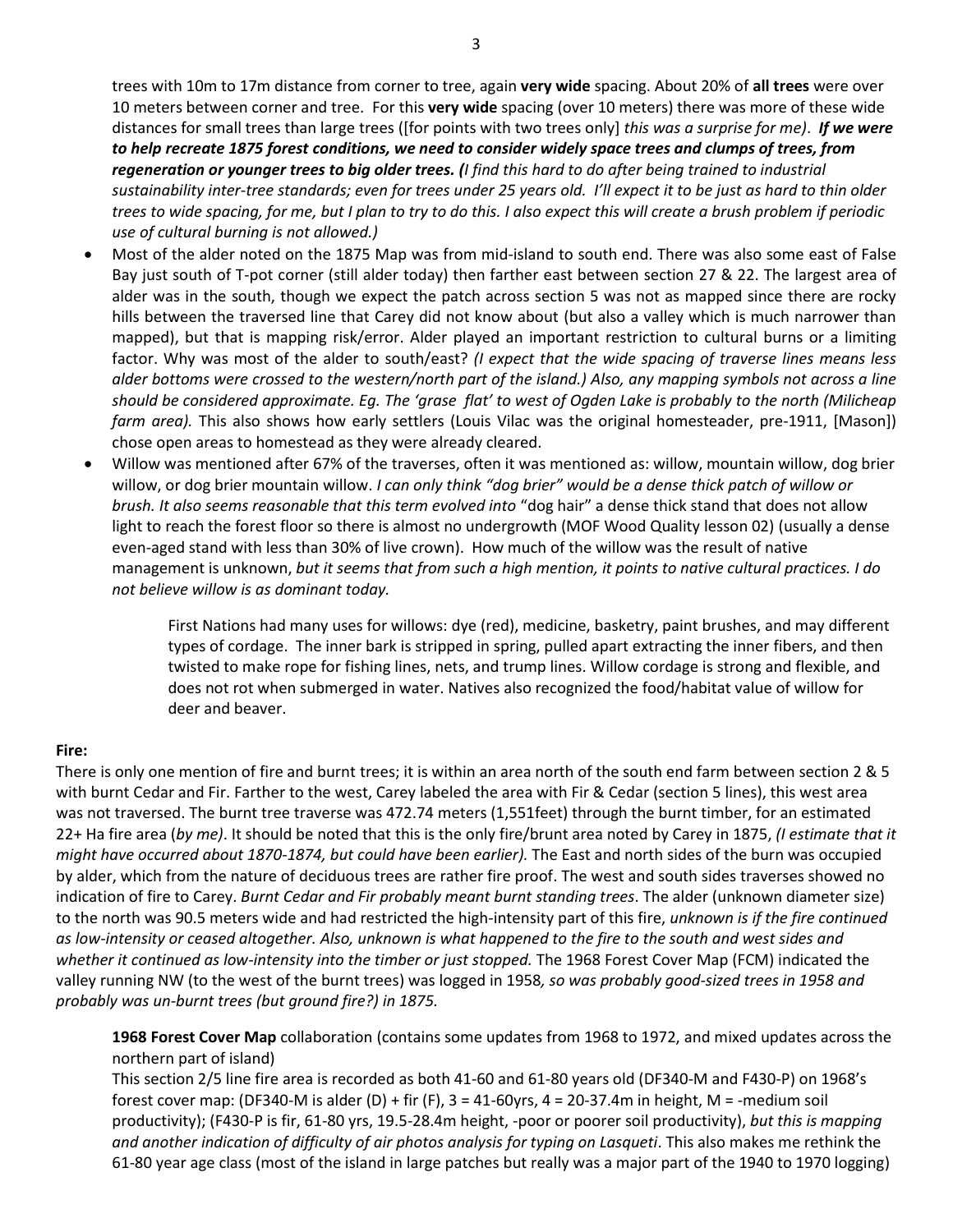trees with 10m to 17m distance from corner to tree, again **very wide** spacing. About 20% of **all trees** were over 10 meters between corner and tree. For this **very wide** spacing (over 10 meters) there was more of these wide distances for small trees than large trees ([for points with two trees only] *this was a surprise for me)*. ***If we were to help recreate 1875 forest conditions, we need to consider widely space trees and clumps of trees, from regeneration or younger trees to big older trees. (****I find this hard to do after being trained to industrial sustainability inter-tree standards; even for trees under 25 years old. I'll expect it to be just as hard to thin older trees to wide spacing, for me, but I plan to try to do this. I also expect this will create a brush problem if periodic use of cultural burning is not allowed.)*

- Most of the alder noted on the 1875 Map was from mid-island to south end. There was also some east of False Bay just south of T-pot corner (still alder today) then farther east between section 27 & 22. The largest area of alder was in the south, though we expect the patch across section 5 was not as mapped since there are rocky hills between the traversed line that Carey did not know about (but also a valley which is much narrower than mapped), but that is mapping risk/error. Alder played an important restriction to cultural burns or a limiting factor. Why was most of the alder to south/east? *(I expect that the wide spacing of traverse lines means less alder bottoms were crossed to the western/north part of the island.) Also, any mapping symbols not across a line should be considered approximate. Eg. The 'grase flat' to west of Ogden Lake is probably to the north (Milicheap farm area).* This also shows how early settlers (Louis Vilac was the original homesteader, pre-1911, [Mason]) chose open areas to homestead as they were already cleared.
- Willow was mentioned after 67% of the traverses, often it was mentioned as: willow, mountain willow, dog brier willow, or dog brier mountain willow. *I can only think "dog brier" would be a dense thick patch of willow or brush. It also seems reasonable that this term evolved into* "dog hair" a dense thick stand that does not allow light to reach the forest floor so there is almost no undergrowth (MOF Wood Quality lesson 02) (usually a dense even-aged stand with less than 30% of live crown). How much of the willow was the result of native management is unknown, *but it seems that from such a high mention, it points to native cultural practices. I do not believe willow is as dominant today.*

> First Nations had many uses for willows: dye (red), medicine, basketry, paint brushes, and may different types of cordage. The inner bark is stripped in spring, pulled apart extracting the inner fibers, and then twisted to make rope for fishing lines, nets, and trump lines. Willow cordage is strong and flexible, and does not rot when submerged in water. Natives also recognized the food/habitat value of willow for deer and beaver.

**Fire:**

There is only one mention of fire and burnt trees; it is within an area north of the south end farm between section 2 & 5 with burnt Cedar and Fir. Farther to the west, Carey labeled the area with Fir & Cedar (section 5 lines), this west area was not traversed. The burnt tree traverse was 472.74 meters (1,551feet) through the burnt timber, for an estimated 22+ Ha fire area (*by me)*. It should be noted that this is the only fire/brunt area noted by Carey in 1875, *(I estimate that it might have occurred about 1870-1874, but could have been earlier).* The East and north sides of the burn was occupied by alder, which from the nature of deciduous trees are rather fire proof. The west and south sides traverses showed no indication of fire to Carey. *Burnt Cedar and Fir probably meant burnt standing trees*. The alder (unknown diameter size) to the north was 90.5 meters wide and had restricted the high-intensity part of this fire, *unknown is if the fire continued as low-intensity or ceased altogether. Also, unknown is what happened to the fire to the south and west sides and whether it continued as low-intensity into the timber or just stopped.* The 1968 Forest Cover Map (FCM) indicated the valley running NW (to the west of the burnt trees) was logged in 1958*, so was probably good-sized trees in 1958 and probably was un-burnt trees (but ground fire?) in 1875.*

> **1968 Forest Cover Map** collaboration (contains some updates from 1968 to 1972, and mixed updates across the northern part of island)
> This section 2/5 line fire area is recorded as both 41-60 and 61-80 years old (DF340-M and F430-P) on 1968's forest cover map: (DF340-M is alder (D) + fir (F), 3 = 41-60yrs, 4 = 20-37.4m in height, M = -medium soil productivity); (F430-P is fir, 61-80 yrs, 19.5-28.4m height, -poor or poorer soil productivity), *but this is mapping and another indication of difficulty of air photos analysis for typing on Lasqueti*. This also makes me rethink the 61-80 year age class (most of the island in large patches but really was a major part of the 1940 to 1970 logging)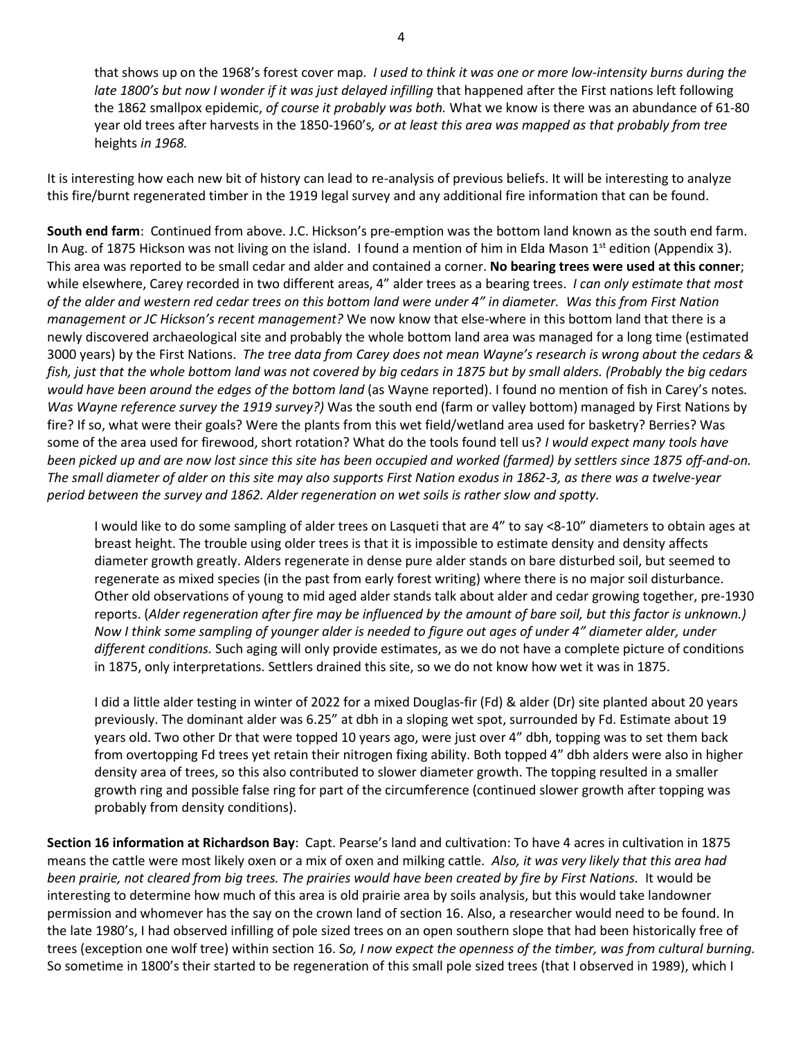that shows up on the 1968's forest cover map. *I used to think it was one or more low-intensity burns during the late 1800's but now I wonder if it was just delayed infilling* that happened after the First nations left following the 1862 smallpox epidemic, *of course it probably was both.* What we know is there was an abundance of 61-80 year old trees after harvests in the 1850-1960's*, or at least this area was mapped as that probably from tree* heights *in 1968.*

It is interesting how each new bit of history can lead to re-analysis of previous beliefs. It will be interesting to analyze this fire/burnt regenerated timber in the 1919 legal survey and any additional fire information that can be found.

**South end farm**: Continued from above. J.C. Hickson's pre-emption was the bottom land known as the south end farm. In Aug. of 1875 Hickson was not living on the island. I found a mention of him in Elda Mason 1st edition (Appendix 3). This area was reported to be small cedar and alder and contained a corner. **No bearing trees were used at this conner**; while elsewhere, Carey recorded in two different areas, 4" alder trees as a bearing trees. *I can only estimate that most of the alder and western red cedar trees on this bottom land were under 4" in diameter. Was this from First Nation management or JC Hickson's recent management?* We now know that else-where in this bottom land that there is a newly discovered archaeological site and probably the whole bottom land area was managed for a long time (estimated 3000 years) by the First Nations. *The tree data from Carey does not mean Wayne's research is wrong about the cedars & fish, just that the whole bottom land was not covered by big cedars in 1875 but by small alders. (Probably the big cedars would have been around the edges of the bottom land* (as Wayne reported). I found no mention of fish in Carey's notes*. Was Wayne reference survey the 1919 survey?)* Was the south end (farm or valley bottom) managed by First Nations by fire? If so, what were their goals? Were the plants from this wet field/wetland area used for basketry? Berries? Was some of the area used for firewood, short rotation? What do the tools found tell us? *I would expect many tools have been picked up and are now lost since this site has been occupied and worked (farmed) by settlers since 1875 off-and-on. The small diameter of alder on this site may also supports First Nation exodus in 1862-3, as there was a twelve-year period between the survey and 1862. Alder regeneration on wet soils is rather slow and spotty.*

I would like to do some sampling of alder trees on Lasqueti that are 4" to say <8-10" diameters to obtain ages at breast height. The trouble using older trees is that it is impossible to estimate density and density affects diameter growth greatly. Alders regenerate in dense pure alder stands on bare disturbed soil, but seemed to regenerate as mixed species (in the past from early forest writing) where there is no major soil disturbance. Other old observations of young to mid aged alder stands talk about alder and cedar growing together, pre-1930 reports. (*Alder regeneration after fire may be influenced by the amount of bare soil, but this factor is unknown.) Now I think some sampling of younger alder is needed to figure out ages of under 4" diameter alder, under different conditions.* Such aging will only provide estimates, as we do not have a complete picture of conditions in 1875, only interpretations. Settlers drained this site, so we do not know how wet it was in 1875.

I did a little alder testing in winter of 2022 for a mixed Douglas-fir (Fd) & alder (Dr) site planted about 20 years previously. The dominant alder was 6.25" at dbh in a sloping wet spot, surrounded by Fd. Estimate about 19 years old. Two other Dr that were topped 10 years ago, were just over 4" dbh, topping was to set them back from overtopping Fd trees yet retain their nitrogen fixing ability. Both topped 4" dbh alders were also in higher density area of trees, so this also contributed to slower diameter growth. The topping resulted in a smaller growth ring and possible false ring for part of the circumference (continued slower growth after topping was probably from density conditions).

**Section 16 information at Richardson Bay**: Capt. Pearse's land and cultivation: To have 4 acres in cultivation in 1875 means the cattle were most likely oxen or a mix of oxen and milking cattle. *Also, it was very likely that this area had been prairie, not cleared from big trees. The prairies would have been created by fire by First Nations.* It would be interesting to determine how much of this area is old prairie area by soils analysis, but this would take landowner permission and whomever has the say on the crown land of section 16. Also, a researcher would need to be found. In the late 1980's, I had observed infilling of pole sized trees on an open southern slope that had been historically free of trees (exception one wolf tree) within section 16. S*o, I now expect the openness of the timber, was from cultural burning.* So sometime in 1800's their started to be regeneration of this small pole sized trees (that I observed in 1989), which I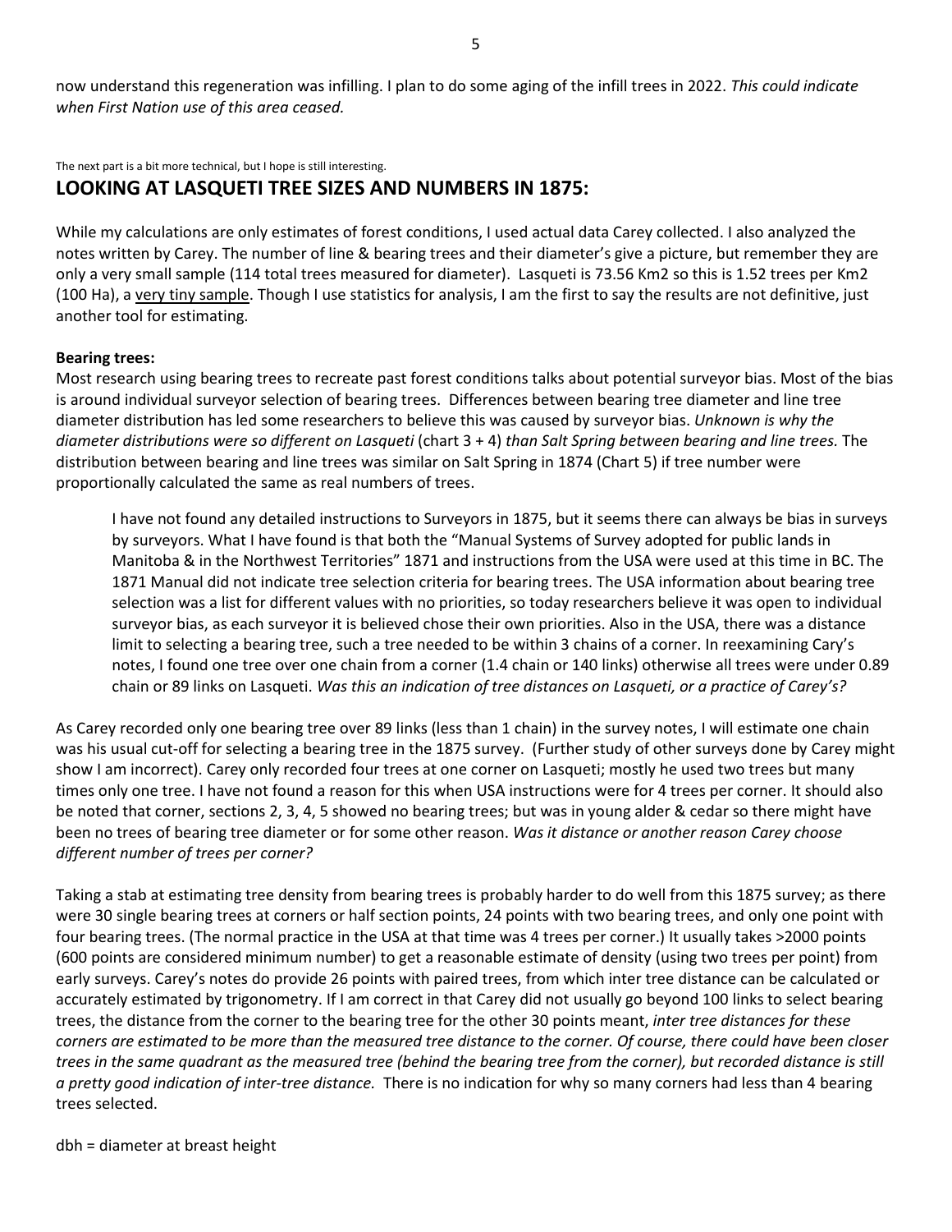now understand this regeneration was infilling. I plan to do some aging of the infill trees in 2022. *This could indicate when First Nation use of this area ceased.*

The next part is a bit more technical, but I hope is still interesting.

## LOOKING AT LASQUETI TREE SIZES AND NUMBERS IN 1875:

While my calculations are only estimates of forest conditions, I used actual data Carey collected. I also analyzed the notes written by Carey. The number of line & bearing trees and their diameter's give a picture, but remember they are only a very small sample (114 total trees measured for diameter). Lasqueti is 73.56 Km2 so this is 1.52 trees per Km2 (100 Ha), a <u>very tiny sample</u>. Though I use statistics for analysis, I am the first to say the results are not definitive, just another tool for estimating.

**Bearing trees:**

Most research using bearing trees to recreate past forest conditions talks about potential surveyor bias. Most of the bias is around individual surveyor selection of bearing trees. Differences between bearing tree diameter and line tree diameter distribution has led some researchers to believe this was caused by surveyor bias. *Unknown is why the diameter distributions were so different on Lasqueti* (chart 3 + 4) *than Salt Spring between bearing and line trees.* The distribution between bearing and line trees was similar on Salt Spring in 1874 (Chart 5) if tree number were proportionally calculated the same as real numbers of trees.

> I have not found any detailed instructions to Surveyors in 1875, but it seems there can always be bias in surveys by surveyors. What I have found is that both the "Manual Systems of Survey adopted for public lands in Manitoba & in the Northwest Territories" 1871 and instructions from the USA were used at this time in BC. The 1871 Manual did not indicate tree selection criteria for bearing trees. The USA information about bearing tree selection was a list for different values with no priorities, so today researchers believe it was open to individual surveyor bias, as each surveyor it is believed chose their own priorities. Also in the USA, there was a distance limit to selecting a bearing tree, such a tree needed to be within 3 chains of a corner. In reexamining Cary's notes, I found one tree over one chain from a corner (1.4 chain or 140 links) otherwise all trees were under 0.89 chain or 89 links on Lasqueti. *Was this an indication of tree distances on Lasqueti, or a practice of Carey's?*

As Carey recorded only one bearing tree over 89 links (less than 1 chain) in the survey notes, I will estimate one chain was his usual cut-off for selecting a bearing tree in the 1875 survey. (Further study of other surveys done by Carey might show I am incorrect). Carey only recorded four trees at one corner on Lasqueti; mostly he used two trees but many times only one tree. I have not found a reason for this when USA instructions were for 4 trees per corner. It should also be noted that corner, sections 2, 3, 4, 5 showed no bearing trees; but was in young alder & cedar so there might have been no trees of bearing tree diameter or for some other reason. *Was it distance or another reason Carey choose different number of trees per corner?*

Taking a stab at estimating tree density from bearing trees is probably harder to do well from this 1875 survey; as there were 30 single bearing trees at corners or half section points, 24 points with two bearing trees, and only one point with four bearing trees. (The normal practice in the USA at that time was 4 trees per corner.) It usually takes >2000 points (600 points are considered minimum number) to get a reasonable estimate of density (using two trees per point) from early surveys. Carey's notes do provide 26 points with paired trees, from which inter tree distance can be calculated or accurately estimated by trigonometry. If I am correct in that Carey did not usually go beyond 100 links to select bearing trees, the distance from the corner to the bearing tree for the other 30 points meant, *inter tree distances for these corners are estimated to be more than the measured tree distance to the corner. Of course, there could have been closer trees in the same quadrant as the measured tree (behind the bearing tree from the corner), but recorded distance is still a pretty good indication of inter-tree distance.* There is no indication for why so many corners had less than 4 bearing trees selected.

dbh = diameter at breast height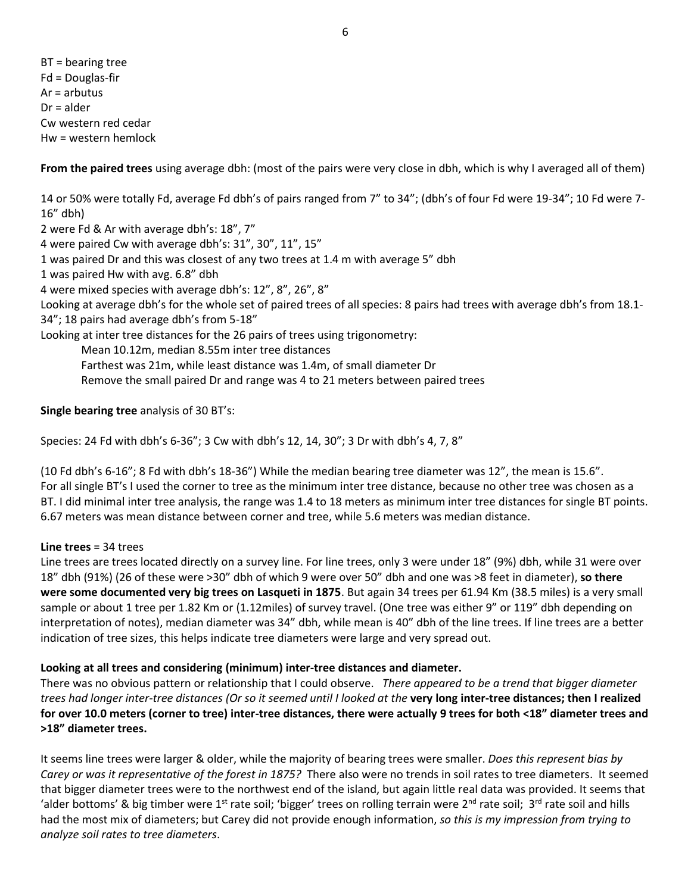BT = bearing tree
Fd = Douglas-fir
Ar = arbutus
Dr = alder
Cw western red cedar
Hw = western hemlock

**From the paired trees** using average dbh: (most of the pairs were very close in dbh, which is why I averaged all of them)

14 or 50% were totally Fd, average Fd dbh's of pairs ranged from 7" to 34"; (dbh's of four Fd were 19-34"; 10 Fd were 7-16" dbh)
2 were Fd & Ar with average dbh's: 18", 7"
4 were paired Cw with average dbh's: 31", 30", 11", 15"
1 was paired Dr and this was closest of any two trees at 1.4 m with average 5" dbh
1 was paired Hw with avg. 6.8" dbh
4 were mixed species with average dbh's: 12", 8", 26", 8"
Looking at average dbh's for the whole set of paired trees of all species: 8 pairs had trees with average dbh's from 18.1-34"; 18 pairs had average dbh's from 5-18"
Looking at inter tree distances for the 26 pairs of trees using trigonometry:

Mean 10.12m, median 8.55m inter tree distances
Farthest was 21m, while least distance was 1.4m, of small diameter Dr
Remove the small paired Dr and range was 4 to 21 meters between paired trees

**Single bearing tree** analysis of 30 BT's:

Species: 24 Fd with dbh's 6-36"; 3 Cw with dbh's 12, 14, 30"; 3 Dr with dbh's 4, 7, 8"

(10 Fd dbh's 6-16"; 8 Fd with dbh's 18-36") While the median bearing tree diameter was 12", the mean is 15.6".
For all single BT's I used the corner to tree as the minimum inter tree distance, because no other tree was chosen as a BT. I did minimal inter tree analysis, the range was 1.4 to 18 meters as minimum inter tree distances for single BT points. 6.67 meters was mean distance between corner and tree, while 5.6 meters was median distance.

**Line trees** = 34 trees

Line trees are trees located directly on a survey line. For line trees, only 3 were under 18" (9%) dbh, while 31 were over 18" dbh (91%) (26 of these were >30" dbh of which 9 were over 50" dbh and one was >8 feet in diameter), **so there were some documented very big trees on Lasqueti in 1875**. But again 34 trees per 61.94 Km (38.5 miles) is a very small sample or about 1 tree per 1.82 Km or (1.12miles) of survey travel. (One tree was either 9" or 119" dbh depending on interpretation of notes), median diameter was 34" dbh, while mean is 40" dbh of the line trees. If line trees are a better indication of tree sizes, this helps indicate tree diameters were large and very spread out.

**Looking at all trees and considering (minimum) inter-tree distances and diameter.**

There was no obvious pattern or relationship that I could observe. *There appeared to be a trend that bigger diameter trees had longer inter-tree distances (Or so it seemed until I looked at the* **very long inter-tree distances; then I realized for over 10.0 meters (corner to tree) inter-tree distances, there were actually 9 trees for both <18" diameter trees and >18" diameter trees.**

It seems line trees were larger & older, while the majority of bearing trees were smaller. *Does this represent bias by Carey or was it representative of the forest in 1875?* There also were no trends in soil rates to tree diameters. It seemed that bigger diameter trees were to the northwest end of the island, but again little real data was provided. It seems that 'alder bottoms' & big timber were 1st rate soil; 'bigger' trees on rolling terrain were 2nd rate soil; 3rd rate soil and hills had the most mix of diameters; but Carey did not provide enough information, *so this is my impression from trying to analyze soil rates to tree diameters*.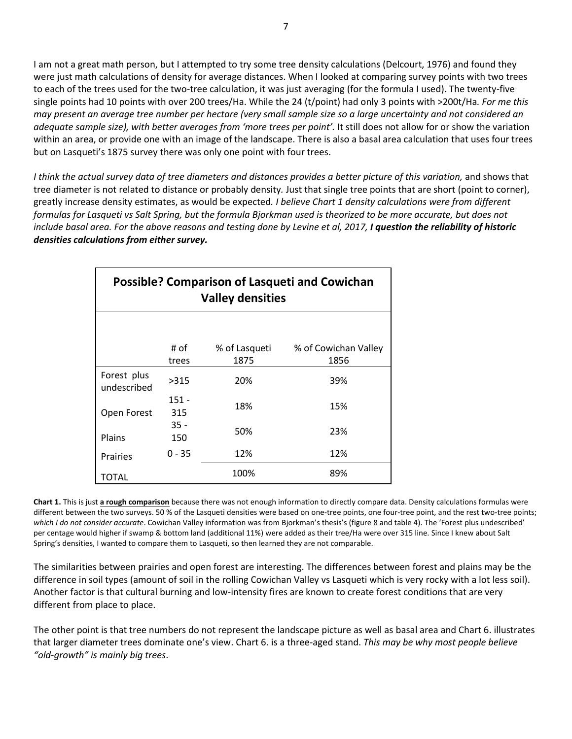I am not a great math person, but I attempted to try some tree density calculations (Delcourt, 1976) and found they were just math calculations of density for average distances. When I looked at comparing survey points with two trees to each of the trees used for the two-tree calculation, it was just averaging (for the formula I used). The twenty-five single points had 10 points with over 200 trees/Ha. While the 24 (t/point) had only 3 points with >200t/Ha. *For me this may present an average tree number per hectare (very small sample size so a large uncertainty and not considered an adequate sample size), with better averages from 'more trees per point'.* It still does not allow for or show the variation within an area, or provide one with an image of the landscape. There is also a basal area calculation that uses four trees but on Lasqueti's 1875 survey there was only one point with four trees.

*I think the actual survey data of tree diameters and distances provides a better picture of this variation,* and shows that tree diameter is not related to distance or probably density. Just that single tree points that are short (point to corner), greatly increase density estimates, as would be expected. *I believe Chart 1 density calculations were from different formulas for Lasqueti vs Salt Spring, but the formula Bjorkman used is theorized to be more accurate, but does not include basal area. For the above reasons and testing done by Levine et al, 2017,* ***I question the reliability of historic densities calculations from either survey.***

**Possible? Comparison of Lasqueti and Cowichan Valley densities**

| | # of trees | % of Lasqueti 1875 | % of Cowichan Valley 1856 |
|---|---|---|---|
| Forest plus undescribed | >315 | 20% | 39% |
| Open Forest | 151 - 315 | 18% | 15% |
| Plains | 35 - 150 | 50% | 23% |
| Prairies | 0 - 35 | 12% | 12% |
| TOTAL | | 100% | 89% |

**Chart 1.** This is just **a rough comparison** because there was not enough information to directly compare data. Density calculations formulas were different between the two surveys. 50 % of the Lasqueti densities were based on one-tree points, one four-tree point, and the rest two-tree points; *which I do not consider accurate*. Cowichan Valley information was from Bjorkman's thesis's (figure 8 and table 4). The 'Forest plus undescribed' per centage would higher if swamp & bottom land (additional 11%) were added as their tree/Ha were over 315 line. Since I knew about Salt Spring's densities, I wanted to compare them to Lasqueti, so then learned they are not comparable.

The similarities between prairies and open forest are interesting. The differences between forest and plains may be the difference in soil types (amount of soil in the rolling Cowichan Valley vs Lasqueti which is very rocky with a lot less soil). Another factor is that cultural burning and low-intensity fires are known to create forest conditions that are very different from place to place.

The other point is that tree numbers do not represent the landscape picture as well as basal area and Chart 6. illustrates that larger diameter trees dominate one's view. Chart 6. is a three-aged stand. *This may be why most people believe "old-growth" is mainly big trees*.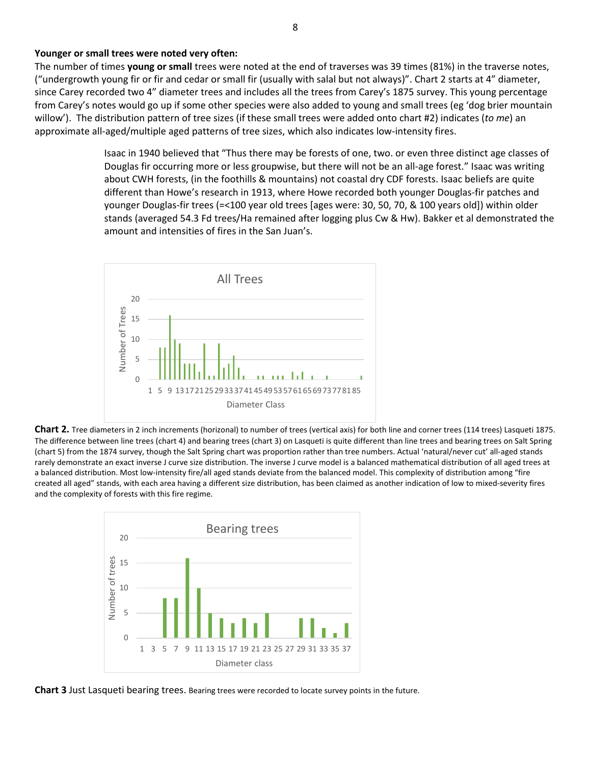**Younger or small trees were noted very often:**

The number of times **young or small** trees were noted at the end of traverses was 39 times (81%) in the traverse notes, ("undergrowth young fir or fir and cedar or small fir (usually with salal but not always)". Chart 2 starts at 4" diameter, since Carey recorded two 4" diameter trees and includes all the trees from Carey's 1875 survey. This young percentage from Carey's notes would go up if some other species were also added to young and small trees (eg 'dog brier mountain willow'). The distribution pattern of tree sizes (if these small trees were added onto chart #2) indicates (*to me*) an approximate all-aged/multiple aged patterns of tree sizes, which also indicates low-intensity fires.

> Isaac in 1940 believed that "Thus there may be forests of one, two. or even three distinct age classes of Douglas fir occurring more or less groupwise, but there will not be an all-age forest." Isaac was writing about CWH forests, (in the foothills & mountains) not coastal dry CDF forests. Isaac beliefs are quite different than Howe's research in 1913, where Howe recorded both younger Douglas-fir patches and younger Douglas-fir trees (=<100 year old trees [ages were: 30, 50, 70, & 100 years old]) within older stands (averaged 54.3 Fd trees/Ha remained after logging plus Cw & Hw). Bakker et al demonstrated the amount and intensities of fires in the San Juan's.

**Chart 2.** Tree diameters in 2 inch increments (horizonal) to number of trees (vertical axis) for both line and corner trees (114 trees) Lasqueti 1875. The difference between line trees (chart 4) and bearing trees (chart 3) on Lasqueti is quite different than line trees and bearing trees on Salt Spring (chart 5) from the 1874 survey, though the Salt Spring chart was proportion rather than tree numbers. Actual 'natural/never cut' all-aged stands rarely demonstrate an exact inverse J curve size distribution. The inverse J curve model is a balanced mathematical distribution of all aged trees at a balanced distribution. Most low-intensity fire/all aged stands deviate from the balanced model. This complexity of distribution among "fire created all aged" stands, with each area having a different size distribution, has been claimed as another indication of low to mixed-severity fires and the complexity of forests with this fire regime.

**Chart 3** Just Lasqueti bearing trees. Bearing trees were recorded to locate survey points in the future.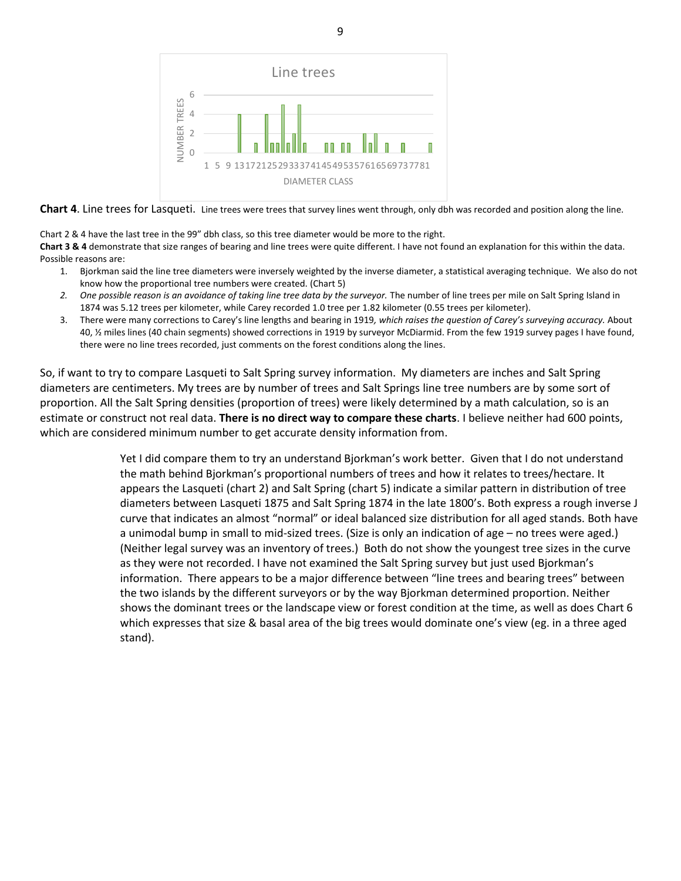**Chart 4**. Line trees for Lasqueti. Line trees were trees that survey lines went through, only dbh was recorded and position along the line.

Chart 2 & 4 have the last tree in the 99" dbh class, so this tree diameter would be more to the right.

**Chart 3 & 4** demonstrate that size ranges of bearing and line trees were quite different. I have not found an explanation for this within the data. Possible reasons are:

1. Bjorkman said the line tree diameters were inversely weighted by the inverse diameter, a statistical averaging technique. We also do not know how the proportional tree numbers were created. (Chart 5)
2. *One possible reason is an avoidance of taking line tree data by the surveyor.* The number of line trees per mile on Salt Spring Island in 1874 was 5.12 trees per kilometer, while Carey recorded 1.0 tree per 1.82 kilometer (0.55 trees per kilometer).
3. There were many corrections to Carey's line lengths and bearing in 1919, *which raises the question of Carey's surveying accuracy.* About 40, ½ miles lines (40 chain segments) showed corrections in 1919 by surveyor McDiarmid. From the few 1919 survey pages I have found, there were no line trees recorded, just comments on the forest conditions along the lines.

So, if want to try to compare Lasqueti to Salt Spring survey information. My diameters are inches and Salt Spring diameters are centimeters. My trees are by number of trees and Salt Springs line tree numbers are by some sort of proportion. All the Salt Spring densities (proportion of trees) were likely determined by a math calculation, so is an estimate or construct not real data. **There is no direct way to compare these charts**. I believe neither had 600 points, which are considered minimum number to get accurate density information from.

Yet I did compare them to try an understand Bjorkman's work better. Given that I do not understand the math behind Bjorkman's proportional numbers of trees and how it relates to trees/hectare. It appears the Lasqueti (chart 2) and Salt Spring (chart 5) indicate a similar pattern in distribution of tree diameters between Lasqueti 1875 and Salt Spring 1874 in the late 1800's. Both express a rough inverse J curve that indicates an almost "normal" or ideal balanced size distribution for all aged stands. Both have a unimodal bump in small to mid-sized trees. (Size is only an indication of age – no trees were aged.) (Neither legal survey was an inventory of trees.) Both do not show the youngest tree sizes in the curve as they were not recorded. I have not examined the Salt Spring survey but just used Bjorkman's information. There appears to be a major difference between "line trees and bearing trees" between the two islands by the different surveyors or by the way Bjorkman determined proportion. Neither shows the dominant trees or the landscape view or forest condition at the time, as well as does Chart 6 which expresses that size & basal area of the big trees would dominate one's view (eg. in a three aged stand).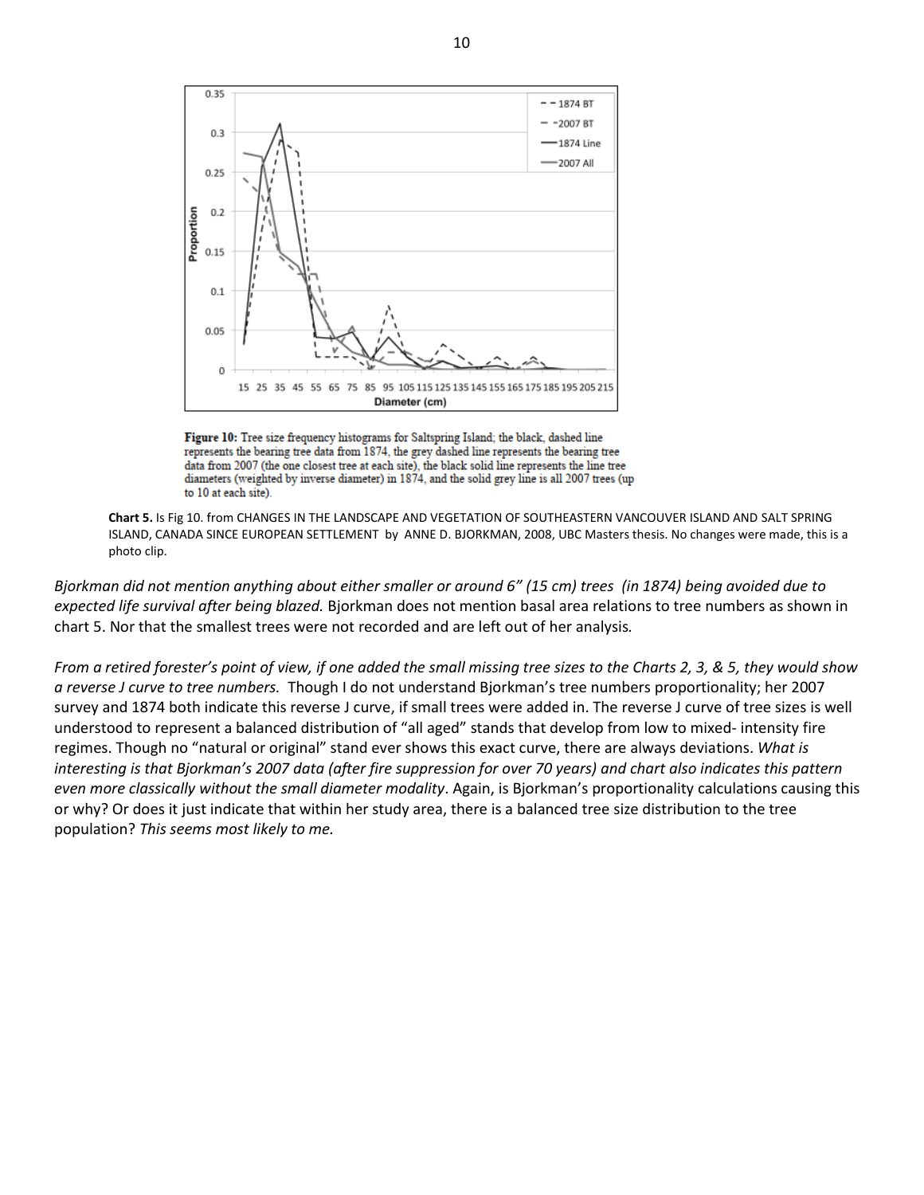**Figure 10:** Tree size frequency histograms for Saltspring Island; the black, dashed line represents the bearing tree data from 1874, the grey dashed line represents the bearing tree data from 2007 (the one closest tree at each site), the black solid line represents the line tree diameters (weighted by inverse diameter) in 1874, and the solid grey line is all 2007 trees (up to 10 at each site).

**Chart 5.** Is Fig 10. from CHANGES IN THE LANDSCAPE AND VEGETATION OF SOUTHEASTERN VANCOUVER ISLAND AND SALT SPRING ISLAND, CANADA SINCE EUROPEAN SETTLEMENT by ANNE D. BJORKMAN, 2008, UBC Masters thesis. No changes were made, this is a photo clip.

*Bjorkman did not mention anything about either smaller or around 6" (15 cm) trees (in 1874) being avoided due to expected life survival after being blazed.* Bjorkman does not mention basal area relations to tree numbers as shown in chart 5. Nor that the smallest trees were not recorded and are left out of her analysis.

*From a retired forester's point of view, if one added the small missing tree sizes to the Charts 2, 3, & 5, they would show a reverse J curve to tree numbers.* Though I do not understand Bjorkman's tree numbers proportionality; her 2007 survey and 1874 both indicate this reverse J curve, if small trees were added in. The reverse J curve of tree sizes is well understood to represent a balanced distribution of "all aged" stands that develop from low to mixed- intensity fire regimes. Though no "natural or original" stand ever shows this exact curve, there are always deviations. *What is interesting is that Bjorkman's 2007 data (after fire suppression for over 70 years) and chart also indicates this pattern even more classically without the small diameter modality*. Again, is Bjorkman's proportionality calculations causing this or why? Or does it just indicate that within her study area, there is a balanced tree size distribution to the tree population? *This seems most likely to me.*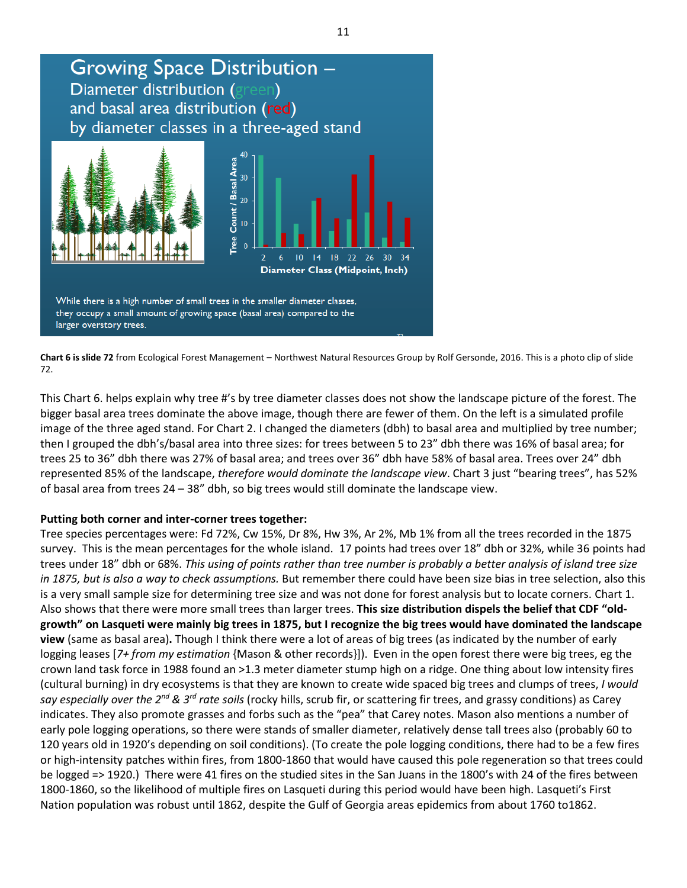**Chart 6 is slide 72** from Ecological Forest Management **–** Northwest Natural Resources Group by Rolf Gersonde, 2016. This is a photo clip of slide 72.

This Chart 6. helps explain why tree #'s by tree diameter classes does not show the landscape picture of the forest. The bigger basal area trees dominate the above image, though there are fewer of them. On the left is a simulated profile image of the three aged stand. For Chart 2. I changed the diameters (dbh) to basal area and multiplied by tree number; then I grouped the dbh's/basal area into three sizes: for trees between 5 to 23" dbh there was 16% of basal area; for trees 25 to 36" dbh there was 27% of basal area; and trees over 36" dbh have 58% of basal area. Trees over 24" dbh represented 85% of the landscape, *therefore would dominate the landscape view*. Chart 3 just "bearing trees", has 52% of basal area from trees 24 – 38" dbh, so big trees would still dominate the landscape view.

**Putting both corner and inter-corner trees together:**
Tree species percentages were: Fd 72%, Cw 15%, Dr 8%, Hw 3%, Ar 2%, Mb 1% from all the trees recorded in the 1875 survey. This is the mean percentages for the whole island. 17 points had trees over 18" dbh or 32%, while 36 points had trees under 18" dbh or 68%. *This using of points rather than tree number is probably a better analysis of island tree size in 1875, but is also a way to check assumptions.* But remember there could have been size bias in tree selection, also this is a very small sample size for determining tree size and was not done for forest analysis but to locate corners. Chart 1. Also shows that there were more small trees than larger trees. **This size distribution dispels the belief that CDF "old-growth" on Lasqueti were mainly big trees in 1875, but I recognize the big trees would have dominated the landscape view** (same as basal area)**.** Though I think there were a lot of areas of big trees (as indicated by the number of early logging leases [*7+ from my estimation* {Mason & other records}]). Even in the open forest there were big trees, eg the crown land task force in 1988 found an >1.3 meter diameter stump high on a ridge. One thing about low intensity fires (cultural burning) in dry ecosystems is that they are known to create wide spaced big trees and clumps of trees, *I would say especially over the 2nd & 3rd rate soils* (rocky hills, scrub fir, or scattering fir trees, and grassy conditions) as Carey indicates. They also promote grasses and forbs such as the "pea" that Carey notes. Mason also mentions a number of early pole logging operations, so there were stands of smaller diameter, relatively dense tall trees also (probably 60 to 120 years old in 1920's depending on soil conditions). (To create the pole logging conditions, there had to be a few fires or high-intensity patches within fires, from 1800-1860 that would have caused this pole regeneration so that trees could be logged => 1920.) There were 41 fires on the studied sites in the San Juans in the 1800's with 24 of the fires between 1800-1860, so the likelihood of multiple fires on Lasqueti during this period would have been high. Lasqueti's First Nation population was robust until 1862, despite the Gulf of Georgia areas epidemics from about 1760 to1862.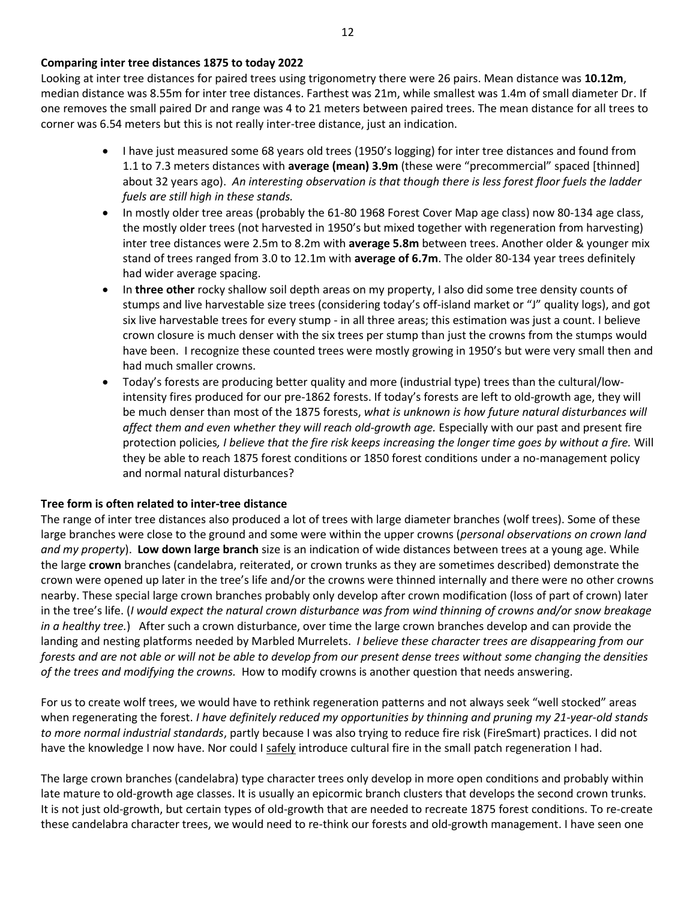**Comparing inter tree distances 1875 to today 2022**

Looking at inter tree distances for paired trees using trigonometry there were 26 pairs. Mean distance was **10.12m**, median distance was 8.55m for inter tree distances. Farthest was 21m, while smallest was 1.4m of small diameter Dr. If one removes the small paired Dr and range was 4 to 21 meters between paired trees. The mean distance for all trees to corner was 6.54 meters but this is not really inter-tree distance, just an indication.

- I have just measured some 68 years old trees (1950's logging) for inter tree distances and found from 1.1 to 7.3 meters distances with **average (mean) 3.9m** (these were "precommercial" spaced [thinned] about 32 years ago). *An interesting observation is that though there is less forest floor fuels the ladder fuels are still high in these stands.*
- In mostly older tree areas (probably the 61-80 1968 Forest Cover Map age class) now 80-134 age class, the mostly older trees (not harvested in 1950's but mixed together with regeneration from harvesting) inter tree distances were 2.5m to 8.2m with **average 5.8m** between trees. Another older & younger mix stand of trees ranged from 3.0 to 12.1m with **average of 6.7m**. The older 80-134 year trees definitely had wider average spacing.
- In **three other** rocky shallow soil depth areas on my property, I also did some tree density counts of stumps and live harvestable size trees (considering today's off-island market or "J" quality logs), and got six live harvestable trees for every stump - in all three areas; this estimation was just a count. I believe crown closure is much denser with the six trees per stump than just the crowns from the stumps would have been. I recognize these counted trees were mostly growing in 1950's but were very small then and had much smaller crowns.
- Today's forests are producing better quality and more (industrial type) trees than the cultural/low-intensity fires produced for our pre-1862 forests. If today's forests are left to old-growth age, they will be much denser than most of the 1875 forests, *what is unknown is how future natural disturbances will affect them and even whether they will reach old-growth age.* Especially with our past and present fire protection policies*, I believe that the fire risk keeps increasing the longer time goes by without a fire.* Will they be able to reach 1875 forest conditions or 1850 forest conditions under a no-management policy and normal natural disturbances?

**Tree form is often related to inter-tree distance**

The range of inter tree distances also produced a lot of trees with large diameter branches (wolf trees). Some of these large branches were close to the ground and some were within the upper crowns (*personal observations on crown land and my property*). **Low down large branch** size is an indication of wide distances between trees at a young age. While the large **crown** branches (candelabra, reiterated, or crown trunks as they are sometimes described) demonstrate the crown were opened up later in the tree's life and/or the crowns were thinned internally and there were no other crowns nearby. These special large crown branches probably only develop after crown modification (loss of part of crown) later in the tree's life. (*I would expect the natural crown disturbance was from wind thinning of crowns and/or snow breakage in a healthy tree.*) After such a crown disturbance, over time the large crown branches develop and can provide the landing and nesting platforms needed by Marbled Murrelets. *I believe these character trees are disappearing from our forests and are not able or will not be able to develop from our present dense trees without some changing the densities of the trees and modifying the crowns.* How to modify crowns is another question that needs answering.

For us to create wolf trees, we would have to rethink regeneration patterns and not always seek "well stocked" areas when regenerating the forest. *I have definitely reduced my opportunities by thinning and pruning my 21-year-old stands to more normal industrial standards*, partly because I was also trying to reduce fire risk (FireSmart) practices. I did not have the knowledge I now have. Nor could I safely introduce cultural fire in the small patch regeneration I had.

The large crown branches (candelabra) type character trees only develop in more open conditions and probably within late mature to old-growth age classes. It is usually an epicormic branch clusters that develops the second crown trunks. It is not just old-growth, but certain types of old-growth that are needed to recreate 1875 forest conditions. To re-create these candelabra character trees, we would need to re-think our forests and old-growth management. I have seen one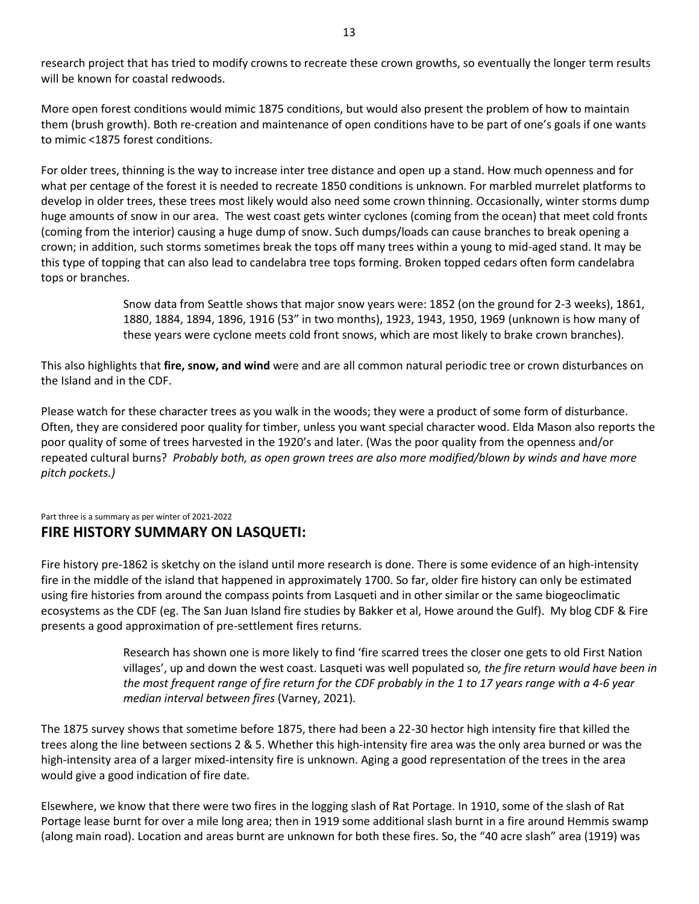research project that has tried to modify crowns to recreate these crown growths, so eventually the longer term results will be known for coastal redwoods.

More open forest conditions would mimic 1875 conditions, but would also present the problem of how to maintain them (brush growth). Both re-creation and maintenance of open conditions have to be part of one's goals if one wants to mimic <1875 forest conditions.

For older trees, thinning is the way to increase inter tree distance and open up a stand. How much openness and for what per centage of the forest it is needed to recreate 1850 conditions is unknown. For marbled murrelet platforms to develop in older trees, these trees most likely would also need some crown thinning. Occasionally, winter storms dump huge amounts of snow in our area. The west coast gets winter cyclones (coming from the ocean) that meet cold fronts (coming from the interior) causing a huge dump of snow. Such dumps/loads can cause branches to break opening a crown; in addition, such storms sometimes break the tops off many trees within a young to mid-aged stand. It may be this type of topping that can also lead to candelabra tree tops forming. Broken topped cedars often form candelabra tops or branches.

> Snow data from Seattle shows that major snow years were: 1852 (on the ground for 2-3 weeks), 1861, 1880, 1884, 1894, 1896, 1916 (53" in two months), 1923, 1943, 1950, 1969 (unknown is how many of these years were cyclone meets cold front snows, which are most likely to brake crown branches).

This also highlights that **fire, snow, and wind** were and are all common natural periodic tree or crown disturbances on the Island and in the CDF.

Please watch for these character trees as you walk in the woods; they were a product of some form of disturbance. Often, they are considered poor quality for timber, unless you want special character wood. Elda Mason also reports the poor quality of some of trees harvested in the 1920's and later. (Was the poor quality from the openness and/or repeated cultural burns? *Probably both, as open grown trees are also more modified/blown by winds and have more pitch pockets.)*

Part three is a summary as per winter of 2021-2022

## FIRE HISTORY SUMMARY ON LASQUETI:

Fire history pre-1862 is sketchy on the island until more research is done. There is some evidence of an high-intensity fire in the middle of the island that happened in approximately 1700. So far, older fire history can only be estimated using fire histories from around the compass points from Lasqueti and in other similar or the same biogeoclimatic ecosystems as the CDF (eg. The San Juan Island fire studies by Bakker et al, Howe around the Gulf). My blog CDF & Fire presents a good approximation of pre-settlement fires returns.

> Research has shown one is more likely to find 'fire scarred trees the closer one gets to old First Nation villages', up and down the west coast. Lasqueti was well populated so*, the fire return would have been in the most frequent range of fire return for the CDF probably in the 1 to 17 years range with a 4-6 year median interval between fires* (Varney, 2021)*.*

The 1875 survey shows that sometime before 1875, there had been a 22-30 hector high intensity fire that killed the trees along the line between sections 2 & 5. Whether this high-intensity fire area was the only area burned or was the high-intensity area of a larger mixed-intensity fire is unknown. Aging a good representation of the trees in the area would give a good indication of fire date.

Elsewhere, we know that there were two fires in the logging slash of Rat Portage. In 1910, some of the slash of Rat Portage lease burnt for over a mile long area; then in 1919 some additional slash burnt in a fire around Hemmis swamp (along main road). Location and areas burnt are unknown for both these fires. So, the "40 acre slash" area (1919) was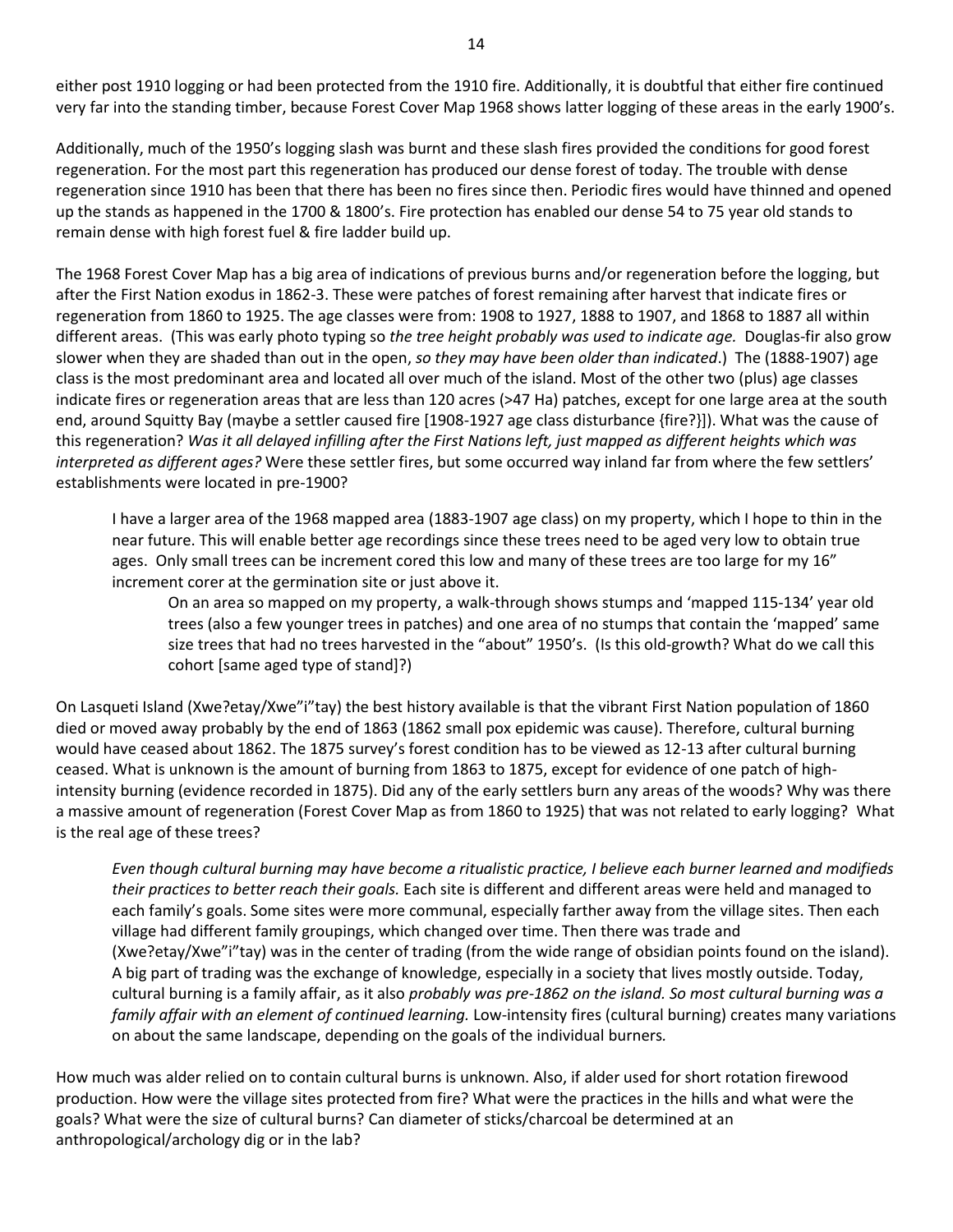either post 1910 logging or had been protected from the 1910 fire. Additionally, it is doubtful that either fire continued very far into the standing timber, because Forest Cover Map 1968 shows latter logging of these areas in the early 1900's.

Additionally, much of the 1950's logging slash was burnt and these slash fires provided the conditions for good forest regeneration. For the most part this regeneration has produced our dense forest of today. The trouble with dense regeneration since 1910 has been that there has been no fires since then. Periodic fires would have thinned and opened up the stands as happened in the 1700 & 1800's. Fire protection has enabled our dense 54 to 75 year old stands to remain dense with high forest fuel & fire ladder build up.

The 1968 Forest Cover Map has a big area of indications of previous burns and/or regeneration before the logging, but after the First Nation exodus in 1862-3. These were patches of forest remaining after harvest that indicate fires or regeneration from 1860 to 1925. The age classes were from: 1908 to 1927, 1888 to 1907, and 1868 to 1887 all within different areas. (This was early photo typing so *the tree height probably was used to indicate age.* Douglas-fir also grow slower when they are shaded than out in the open, *so they may have been older than indicated*.) The (1888-1907) age class is the most predominant area and located all over much of the island. Most of the other two (plus) age classes indicate fires or regeneration areas that are less than 120 acres (>47 Ha) patches, except for one large area at the south end, around Squitty Bay (maybe a settler caused fire [1908-1927 age class disturbance {fire?}]). What was the cause of this regeneration? *Was it all delayed infilling after the First Nations left, just mapped as different heights which was interpreted as different ages?* Were these settler fires, but some occurred way inland far from where the few settlers' establishments were located in pre-1900?

> I have a larger area of the 1968 mapped area (1883-1907 age class) on my property, which I hope to thin in the near future. This will enable better age recordings since these trees need to be aged very low to obtain true ages. Only small trees can be increment cored this low and many of these trees are too large for my 16" increment corer at the germination site or just above it.
>
> > On an area so mapped on my property, a walk-through shows stumps and 'mapped 115-134' year old trees (also a few younger trees in patches) and one area of no stumps that contain the 'mapped' same size trees that had no trees harvested in the "about" 1950's. (Is this old-growth? What do we call this cohort [same aged type of stand]?)

On Lasqueti Island (Xwe?etay/Xwe"i"tay) the best history available is that the vibrant First Nation population of 1860 died or moved away probably by the end of 1863 (1862 small pox epidemic was cause). Therefore, cultural burning would have ceased about 1862. The 1875 survey's forest condition has to be viewed as 12-13 after cultural burning ceased. What is unknown is the amount of burning from 1863 to 1875, except for evidence of one patch of high-intensity burning (evidence recorded in 1875). Did any of the early settlers burn any areas of the woods? Why was there a massive amount of regeneration (Forest Cover Map as from 1860 to 1925) that was not related to early logging? What is the real age of these trees?

> *Even though cultural burning may have become a ritualistic practice, I believe each burner learned and modifieds their practices to better reach their goals.* Each site is different and different areas were held and managed to each family's goals. Some sites were more communal, especially farther away from the village sites. Then each village had different family groupings, which changed over time. Then there was trade and (Xwe?etay/Xwe"i"tay) was in the center of trading (from the wide range of obsidian points found on the island). A big part of trading was the exchange of knowledge, especially in a society that lives mostly outside. Today, cultural burning is a family affair, as it also *probably was pre-1862 on the island. So most cultural burning was a family affair with an element of continued learning.* Low-intensity fires (cultural burning) creates many variations on about the same landscape, depending on the goals of the individual burners.

How much was alder relied on to contain cultural burns is unknown. Also, if alder used for short rotation firewood production. How were the village sites protected from fire? What were the practices in the hills and what were the goals? What were the size of cultural burns? Can diameter of sticks/charcoal be determined at an anthropological/archology dig or in the lab?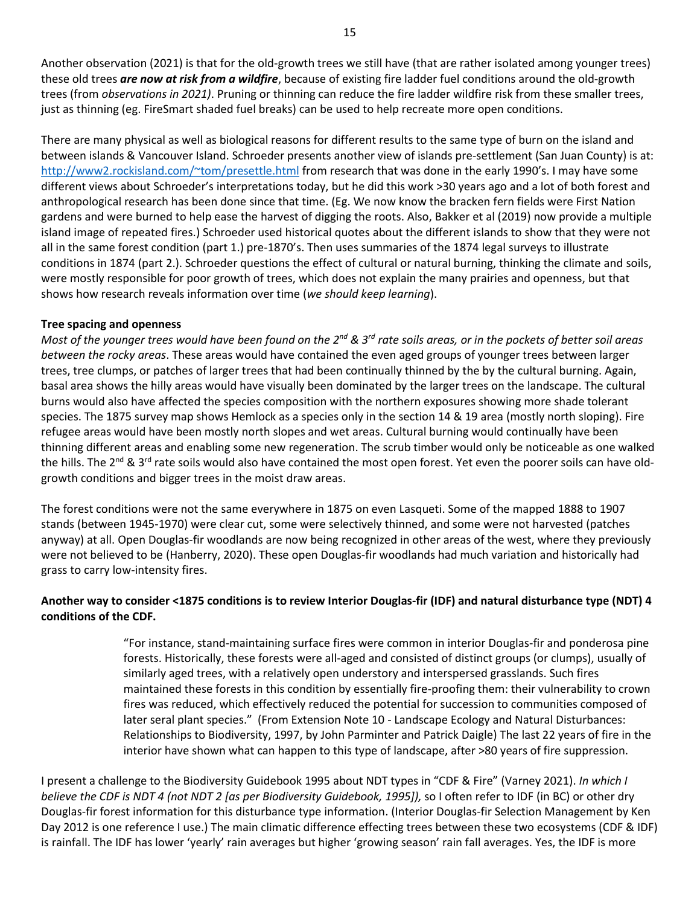Another observation (2021) is that for the old-growth trees we still have (that are rather isolated among younger trees) these old trees ***are now at risk from a wildfire***, because of existing fire ladder fuel conditions around the old-growth trees (from *observations in 2021)*. Pruning or thinning can reduce the fire ladder wildfire risk from these smaller trees, just as thinning (eg. FireSmart shaded fuel breaks) can be used to help recreate more open conditions.

There are many physical as well as biological reasons for different results to the same type of burn on the island and between islands & Vancouver Island. Schroeder presents another view of islands pre-settlement (San Juan County) is at: http://www2.rockisland.com/~tom/presettle.html from research that was done in the early 1990's. I may have some different views about Schroeder's interpretations today, but he did this work >30 years ago and a lot of both forest and anthropological research has been done since that time. (Eg. We now know the bracken fern fields were First Nation gardens and were burned to help ease the harvest of digging the roots. Also, Bakker et al (2019) now provide a multiple island image of repeated fires.) Schroeder used historical quotes about the different islands to show that they were not all in the same forest condition (part 1.) pre-1870's. Then uses summaries of the 1874 legal surveys to illustrate conditions in 1874 (part 2.). Schroeder questions the effect of cultural or natural burning, thinking the climate and soils, were mostly responsible for poor growth of trees, which does not explain the many prairies and openness, but that shows how research reveals information over time (*we should keep learning*).

**Tree spacing and openness**

*Most of the younger trees would have been found on the 2nd & 3rd rate soils areas, or in the pockets of better soil areas between the rocky areas*. These areas would have contained the even aged groups of younger trees between larger trees, tree clumps, or patches of larger trees that had been continually thinned by the by the cultural burning. Again, basal area shows the hilly areas would have visually been dominated by the larger trees on the landscape. The cultural burns would also have affected the species composition with the northern exposures showing more shade tolerant species. The 1875 survey map shows Hemlock as a species only in the section 14 & 19 area (mostly north sloping). Fire refugee areas would have been mostly north slopes and wet areas. Cultural burning would continually have been thinning different areas and enabling some new regeneration. The scrub timber would only be noticeable as one walked the hills. The 2nd & 3rd rate soils would also have contained the most open forest. Yet even the poorer soils can have old-growth conditions and bigger trees in the moist draw areas.

The forest conditions were not the same everywhere in 1875 on even Lasqueti. Some of the mapped 1888 to 1907 stands (between 1945-1970) were clear cut, some were selectively thinned, and some were not harvested (patches anyway) at all. Open Douglas-fir woodlands are now being recognized in other areas of the west, where they previously were not believed to be (Hanberry, 2020). These open Douglas-fir woodlands had much variation and historically had grass to carry low-intensity fires.

**Another way to consider <1875 conditions is to review Interior Douglas-fir (IDF) and natural disturbance type (NDT) 4 conditions of the CDF.**

> "For instance, stand-maintaining surface fires were common in interior Douglas-fir and ponderosa pine forests. Historically, these forests were all-aged and consisted of distinct groups (or clumps), usually of similarly aged trees, with a relatively open understory and interspersed grasslands. Such fires maintained these forests in this condition by essentially fire-proofing them: their vulnerability to crown fires was reduced, which effectively reduced the potential for succession to communities composed of later seral plant species." (From Extension Note 10 - Landscape Ecology and Natural Disturbances: Relationships to Biodiversity, 1997, by John Parminter and Patrick Daigle) The last 22 years of fire in the interior have shown what can happen to this type of landscape, after >80 years of fire suppression.

I present a challenge to the Biodiversity Guidebook 1995 about NDT types in "CDF & Fire" (Varney 2021). *In which I believe the CDF is NDT 4 (not NDT 2 [as per Biodiversity Guidebook, 1995]),* so I often refer to IDF (in BC) or other dry Douglas-fir forest information for this disturbance type information. (Interior Douglas-fir Selection Management by Ken Day 2012 is one reference I use.) The main climatic difference effecting trees between these two ecosystems (CDF & IDF) is rainfall. The IDF has lower 'yearly' rain averages but higher 'growing season' rain fall averages. Yes, the IDF is more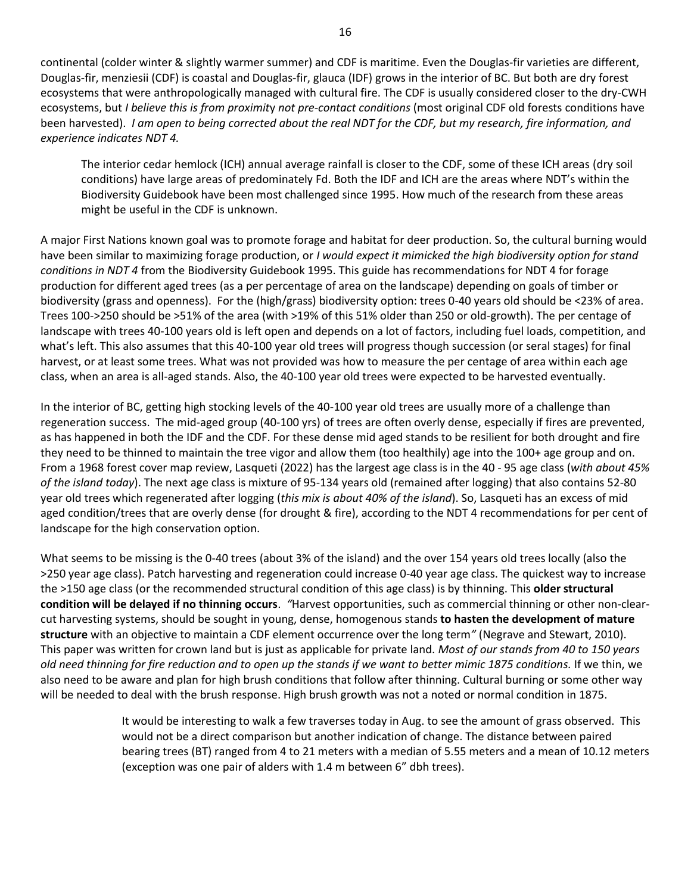continental (colder winter & slightly warmer summer) and CDF is maritime. Even the Douglas-fir varieties are different, Douglas-fir, menziesii (CDF) is coastal and Douglas-fir, glauca (IDF) grows in the interior of BC. But both are dry forest ecosystems that were anthropologically managed with cultural fire. The CDF is usually considered closer to the dry-CWH ecosystems, but *I believe this is from proximity not pre-contact conditions* (most original CDF old forests conditions have been harvested). *I am open to being corrected about the real NDT for the CDF, but my research, fire information, and experience indicates NDT 4.*

> The interior cedar hemlock (ICH) annual average rainfall is closer to the CDF, some of these ICH areas (dry soil conditions) have large areas of predominately Fd. Both the IDF and ICH are the areas where NDT's within the Biodiversity Guidebook have been most challenged since 1995. How much of the research from these areas might be useful in the CDF is unknown.

A major First Nations known goal was to promote forage and habitat for deer production. So, the cultural burning would have been similar to maximizing forage production, or *I would expect it mimicked the high biodiversity option for stand conditions in NDT 4* from the Biodiversity Guidebook 1995. This guide has recommendations for NDT 4 for forage production for different aged trees (as a per percentage of area on the landscape) depending on goals of timber or biodiversity (grass and openness). For the (high/grass) biodiversity option: trees 0-40 years old should be <23% of area. Trees 100->250 should be >51% of the area (with >19% of this 51% older than 250 or old-growth). The per centage of landscape with trees 40-100 years old is left open and depends on a lot of factors, including fuel loads, competition, and what's left. This also assumes that this 40-100 year old trees will progress though succession (or seral stages) for final harvest, or at least some trees. What was not provided was how to measure the per centage of area within each age class, when an area is all-aged stands. Also, the 40-100 year old trees were expected to be harvested eventually.

In the interior of BC, getting high stocking levels of the 40-100 year old trees are usually more of a challenge than regeneration success. The mid-aged group (40-100 yrs) of trees are often overly dense, especially if fires are prevented, as has happened in both the IDF and the CDF. For these dense mid aged stands to be resilient for both drought and fire they need to be thinned to maintain the tree vigor and allow them (too healthily) age into the 100+ age group and on. From a 1968 forest cover map review, Lasqueti (2022) has the largest age class is in the 40 - 95 age class (*with about 45% of the island today*). The next age class is mixture of 95-134 years old (remained after logging) that also contains 52-80 year old trees which regenerated after logging (*this mix is about 40% of the island*). So, Lasqueti has an excess of mid aged condition/trees that are overly dense (for drought & fire), according to the NDT 4 recommendations for per cent of landscape for the high conservation option.

What seems to be missing is the 0-40 trees (about 3% of the island) and the over 154 years old trees locally (also the >250 year age class). Patch harvesting and regeneration could increase 0-40 year age class. The quickest way to increase the >150 age class (or the recommended structural condition of this age class) is by thinning. This **older structural condition will be delayed if no thinning occurs**. *"*Harvest opportunities, such as commercial thinning or other non-clear-cut harvesting systems, should be sought in young, dense, homogenous stands **to hasten the development of mature structure** with an objective to maintain a CDF element occurrence over the long term*"* (Negrave and Stewart, 2010). This paper was written for crown land but is just as applicable for private land. *Most of our stands from 40 to 150 years old need thinning for fire reduction and to open up the stands if we want to better mimic 1875 conditions.* If we thin, we also need to be aware and plan for high brush conditions that follow after thinning. Cultural burning or some other way will be needed to deal with the brush response. High brush growth was not a noted or normal condition in 1875.

> It would be interesting to walk a few traverses today in Aug. to see the amount of grass observed. This would not be a direct comparison but another indication of change. The distance between paired bearing trees (BT) ranged from 4 to 21 meters with a median of 5.55 meters and a mean of 10.12 meters (exception was one pair of alders with 1.4 m between 6" dbh trees).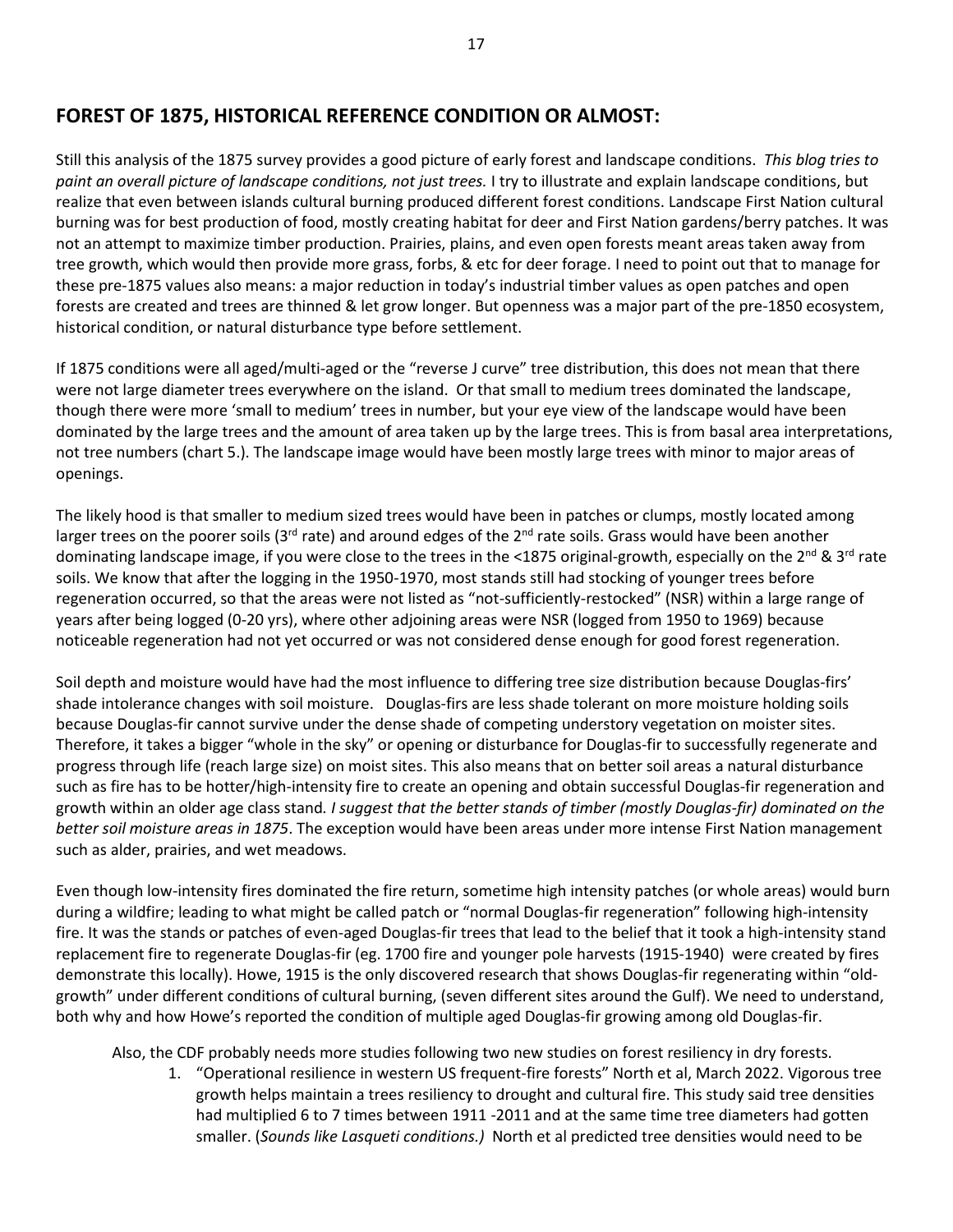## FOREST OF 1875, HISTORICAL REFERENCE CONDITION OR ALMOST:

Still this analysis of the 1875 survey provides a good picture of early forest and landscape conditions. *This blog tries to paint an overall picture of landscape conditions, not just trees.* I try to illustrate and explain landscape conditions, but realize that even between islands cultural burning produced different forest conditions. Landscape First Nation cultural burning was for best production of food, mostly creating habitat for deer and First Nation gardens/berry patches. It was not an attempt to maximize timber production. Prairies, plains, and even open forests meant areas taken away from tree growth, which would then provide more grass, forbs, & etc for deer forage. I need to point out that to manage for these pre-1875 values also means: a major reduction in today's industrial timber values as open patches and open forests are created and trees are thinned & let grow longer. But openness was a major part of the pre-1850 ecosystem, historical condition, or natural disturbance type before settlement.

If 1875 conditions were all aged/multi-aged or the "reverse J curve" tree distribution, this does not mean that there were not large diameter trees everywhere on the island. Or that small to medium trees dominated the landscape, though there were more 'small to medium' trees in number, but your eye view of the landscape would have been dominated by the large trees and the amount of area taken up by the large trees. This is from basal area interpretations, not tree numbers (chart 5.). The landscape image would have been mostly large trees with minor to major areas of openings.

The likely hood is that smaller to medium sized trees would have been in patches or clumps, mostly located among larger trees on the poorer soils (3rd rate) and around edges of the 2nd rate soils. Grass would have been another dominating landscape image, if you were close to the trees in the <1875 original-growth, especially on the 2nd & 3rd rate soils. We know that after the logging in the 1950-1970, most stands still had stocking of younger trees before regeneration occurred, so that the areas were not listed as "not-sufficiently-restocked" (NSR) within a large range of years after being logged (0-20 yrs), where other adjoining areas were NSR (logged from 1950 to 1969) because noticeable regeneration had not yet occurred or was not considered dense enough for good forest regeneration.

Soil depth and moisture would have had the most influence to differing tree size distribution because Douglas-firs' shade intolerance changes with soil moisture. Douglas-firs are less shade tolerant on more moisture holding soils because Douglas-fir cannot survive under the dense shade of competing understory vegetation on moister sites. Therefore, it takes a bigger "whole in the sky" or opening or disturbance for Douglas-fir to successfully regenerate and progress through life (reach large size) on moist sites. This also means that on better soil areas a natural disturbance such as fire has to be hotter/high-intensity fire to create an opening and obtain successful Douglas-fir regeneration and growth within an older age class stand. *I suggest that the better stands of timber (mostly Douglas-fir) dominated on the better soil moisture areas in 1875*. The exception would have been areas under more intense First Nation management such as alder, prairies, and wet meadows.

Even though low-intensity fires dominated the fire return, sometime high intensity patches (or whole areas) would burn during a wildfire; leading to what might be called patch or "normal Douglas-fir regeneration" following high-intensity fire. It was the stands or patches of even-aged Douglas-fir trees that lead to the belief that it took a high-intensity stand replacement fire to regenerate Douglas-fir (eg. 1700 fire and younger pole harvests (1915-1940) were created by fires demonstrate this locally). Howe, 1915 is the only discovered research that shows Douglas-fir regenerating within "old-growth" under different conditions of cultural burning, (seven different sites around the Gulf). We need to understand, both why and how Howe's reported the condition of multiple aged Douglas-fir growing among old Douglas-fir.

Also, the CDF probably needs more studies following two new studies on forest resiliency in dry forests.

1. "Operational resilience in western US frequent-fire forests" North et al, March 2022. Vigorous tree growth helps maintain a trees resiliency to drought and cultural fire. This study said tree densities had multiplied 6 to 7 times between 1911 -2011 and at the same time tree diameters had gotten smaller. (*Sounds like Lasqueti conditions.)* North et al predicted tree densities would need to be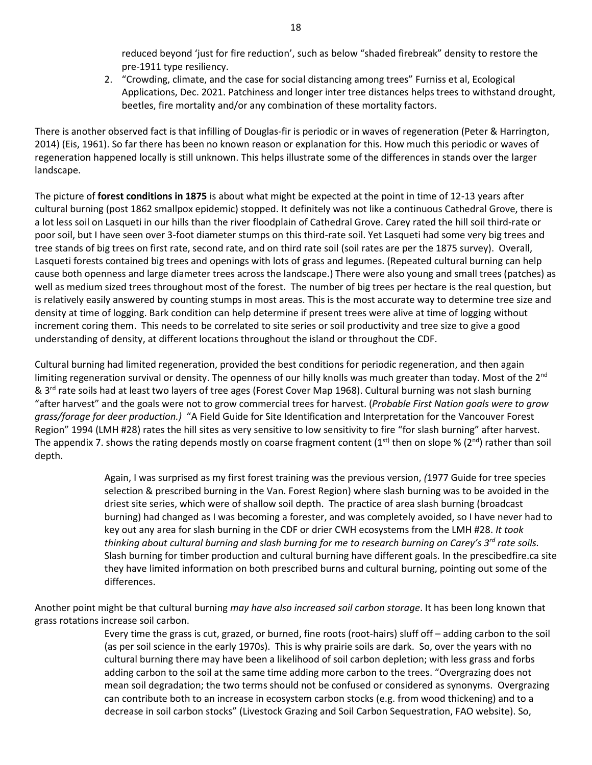reduced beyond 'just for fire reduction', such as below "shaded firebreak" density to restore the pre-1911 type resiliency.

2. "Crowding, climate, and the case for social distancing among trees" Furniss et al, Ecological Applications, Dec. 2021. Patchiness and longer inter tree distances helps trees to withstand drought, beetles, fire mortality and/or any combination of these mortality factors.

There is another observed fact is that infilling of Douglas-fir is periodic or in waves of regeneration (Peter & Harrington, 2014) (Eis, 1961). So far there has been no known reason or explanation for this. How much this periodic or waves of regeneration happened locally is still unknown. This helps illustrate some of the differences in stands over the larger landscape.

The picture of **forest conditions in 1875** is about what might be expected at the point in time of 12-13 years after cultural burning (post 1862 smallpox epidemic) stopped. It definitely was not like a continuous Cathedral Grove, there is a lot less soil on Lasqueti in our hills than the river floodplain of Cathedral Grove. Carey rated the hill soil third-rate or poor soil, but I have seen over 3-foot diameter stumps on this third-rate soil. Yet Lasqueti had some very big trees and tree stands of big trees on first rate, second rate, and on third rate soil (soil rates are per the 1875 survey). Overall, Lasqueti forests contained big trees and openings with lots of grass and legumes. (Repeated cultural burning can help cause both openness and large diameter trees across the landscape.) There were also young and small trees (patches) as well as medium sized trees throughout most of the forest. The number of big trees per hectare is the real question, but is relatively easily answered by counting stumps in most areas. This is the most accurate way to determine tree size and density at time of logging. Bark condition can help determine if present trees were alive at time of logging without increment coring them. This needs to be correlated to site series or soil productivity and tree size to give a good understanding of density, at different locations throughout the island or throughout the CDF.

Cultural burning had limited regeneration, provided the best conditions for periodic regeneration, and then again limiting regeneration survival or density. The openness of our hilly knolls was much greater than today. Most of the 2nd & 3rd rate soils had at least two layers of tree ages (Forest Cover Map 1968). Cultural burning was not slash burning "after harvest" and the goals were not to grow commercial trees for harvest. (*Probable First Nation goals were to grow grass/forage for deer production.)* "A Field Guide for Site Identification and Interpretation for the Vancouver Forest Region" 1994 (LMH #28) rates the hill sites as very sensitive to low sensitivity to fire "for slash burning" after harvest. The appendix 7. shows the rating depends mostly on coarse fragment content (1st) then on slope % (2nd) rather than soil depth.

> Again, I was surprised as my first forest training was the previous version, *(*1977 Guide for tree species selection & prescribed burning in the Van. Forest Region) where slash burning was to be avoided in the driest site series, which were of shallow soil depth. The practice of area slash burning (broadcast burning) had changed as I was becoming a forester, and was completely avoided, so I have never had to key out any area for slash burning in the CDF or drier CWH ecosystems from the LMH #28. *It took thinking about cultural burning and slash burning for me to research burning on Carey's 3rd rate soils.* Slash burning for timber production and cultural burning have different goals. In the prescibedfire.ca site they have limited information on both prescribed burns and cultural burning, pointing out some of the differences.

Another point might be that cultural burning *may have also increased soil carbon storage*. It has been long known that grass rotations increase soil carbon.

> Every time the grass is cut, grazed, or burned, fine roots (root-hairs) sluff off – adding carbon to the soil (as per soil science in the early 1970s). This is why prairie soils are dark. So, over the years with no cultural burning there may have been a likelihood of soil carbon depletion; with less grass and forbs adding carbon to the soil at the same time adding more carbon to the trees. "Overgrazing does not mean soil degradation; the two terms should not be confused or considered as synonyms. Overgrazing can contribute both to an increase in ecosystem carbon stocks (e.g. from wood thickening) and to a decrease in soil carbon stocks" (Livestock Grazing and Soil Carbon Sequestration, FAO website). So,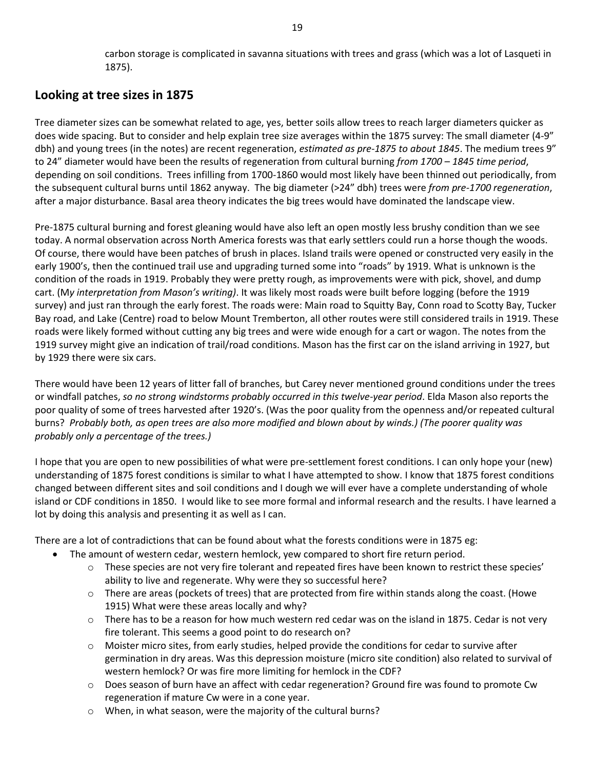carbon storage is complicated in savanna situations with trees and grass (which was a lot of Lasqueti in 1875).

## Looking at tree sizes in 1875

Tree diameter sizes can be somewhat related to age, yes, better soils allow trees to reach larger diameters quicker as does wide spacing. But to consider and help explain tree size averages within the 1875 survey: The small diameter (4-9" dbh) and young trees (in the notes) are recent regeneration, *estimated as pre-1875 to about 1845*. The medium trees 9" to 24" diameter would have been the results of regeneration from cultural burning *from 1700 – 1845 time period*, depending on soil conditions. Trees infilling from 1700-1860 would most likely have been thinned out periodically, from the subsequent cultural burns until 1862 anyway. The big diameter (>24" dbh) trees were *from pre-1700 regeneration*, after a major disturbance. Basal area theory indicates the big trees would have dominated the landscape view.

Pre-1875 cultural burning and forest gleaning would have also left an open mostly less brushy condition than we see today. A normal observation across North America forests was that early settlers could run a horse though the woods. Of course, there would have been patches of brush in places. Island trails were opened or constructed very easily in the early 1900's, then the continued trail use and upgrading turned some into "roads" by 1919. What is unknown is the condition of the roads in 1919. Probably they were pretty rough, as improvements were with pick, shovel, and dump cart. (*My interpretation from Mason's writing)*. It was likely most roads were built before logging (before the 1919 survey) and just ran through the early forest. The roads were: Main road to Squitty Bay, Conn road to Scotty Bay, Tucker Bay road, and Lake (Centre) road to below Mount Tremberton, all other routes were still considered trails in 1919. These roads were likely formed without cutting any big trees and were wide enough for a cart or wagon. The notes from the 1919 survey might give an indication of trail/road conditions. Mason has the first car on the island arriving in 1927, but by 1929 there were six cars.

There would have been 12 years of litter fall of branches, but Carey never mentioned ground conditions under the trees or windfall patches, *so no strong windstorms probably occurred in this twelve-year period*. Elda Mason also reports the poor quality of some of trees harvested after 1920's. (Was the poor quality from the openness and/or repeated cultural burns? *Probably both, as open trees are also more modified and blown about by winds.) (The poorer quality was probably only a percentage of the trees.)*

I hope that you are open to new possibilities of what were pre-settlement forest conditions. I can only hope your (new) understanding of 1875 forest conditions is similar to what I have attempted to show. I know that 1875 forest conditions changed between different sites and soil conditions and I dough we will ever have a complete understanding of whole island or CDF conditions in 1850. I would like to see more formal and informal research and the results. I have learned a lot by doing this analysis and presenting it as well as I can.

There are a lot of contradictions that can be found about what the forests conditions were in 1875 eg:

- The amount of western cedar, western hemlock, yew compared to short fire return period.
  - These species are not very fire tolerant and repeated fires have been known to restrict these species' ability to live and regenerate. Why were they so successful here?
  - There are areas (pockets of trees) that are protected from fire within stands along the coast. (Howe 1915) What were these areas locally and why?
  - There has to be a reason for how much western red cedar was on the island in 1875. Cedar is not very fire tolerant. This seems a good point to do research on?
  - Moister micro sites, from early studies, helped provide the conditions for cedar to survive after germination in dry areas. Was this depression moisture (micro site condition) also related to survival of western hemlock? Or was fire more limiting for hemlock in the CDF?
  - Does season of burn have an affect with cedar regeneration? Ground fire was found to promote Cw regeneration if mature Cw were in a cone year.
  - When, in what season, were the majority of the cultural burns?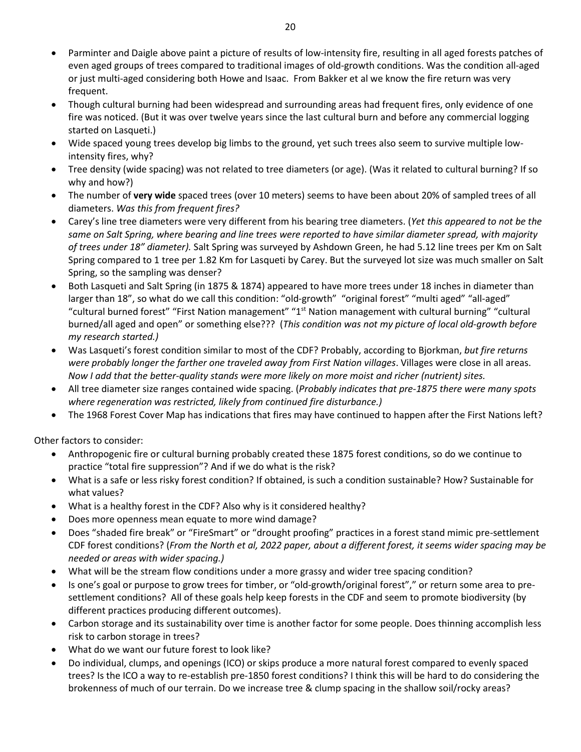- Parminter and Daigle above paint a picture of results of low-intensity fire, resulting in all aged forests patches of even aged groups of trees compared to traditional images of old-growth conditions. Was the condition all-aged or just multi-aged considering both Howe and Isaac. From Bakker et al we know the fire return was very frequent.
- Though cultural burning had been widespread and surrounding areas had frequent fires, only evidence of one fire was noticed. (But it was over twelve years since the last cultural burn and before any commercial logging started on Lasqueti.)
- Wide spaced young trees develop big limbs to the ground, yet such trees also seem to survive multiple low-intensity fires, why?
- Tree density (wide spacing) was not related to tree diameters (or age). (Was it related to cultural burning? If so why and how?)
- The number of **very wide** spaced trees (over 10 meters) seems to have been about 20% of sampled trees of all diameters. *Was this from frequent fires?*
- Carey's line tree diameters were very different from his bearing tree diameters. (*Yet this appeared to not be the same on Salt Spring, where bearing and line trees were reported to have similar diameter spread, with majority of trees under 18" diameter).* Salt Spring was surveyed by Ashdown Green, he had 5.12 line trees per Km on Salt Spring compared to 1 tree per 1.82 Km for Lasqueti by Carey. But the surveyed lot size was much smaller on Salt Spring, so the sampling was denser?
- Both Lasqueti and Salt Spring (in 1875 & 1874) appeared to have more trees under 18 inches in diameter than larger than 18", so what do we call this condition: "old-growth" "original forest" "multi aged" "all-aged" "cultural burned forest" "First Nation management" "1st Nation management with cultural burning" "cultural burned/all aged and open" or something else??? (*This condition was not my picture of local old-growth before my research started.)*
- Was Lasqueti's forest condition similar to most of the CDF? Probably, according to Bjorkman, *but fire returns were probably longer the farther one traveled away from First Nation villages*. Villages were close in all areas. *Now I add that the better-quality stands were more likely on more moist and richer (nutrient) sites.*
- All tree diameter size ranges contained wide spacing. (*Probably indicates that pre-1875 there were many spots where regeneration was restricted, likely from continued fire disturbance.)*
- The 1968 Forest Cover Map has indications that fires may have continued to happen after the First Nations left?

Other factors to consider:

- Anthropogenic fire or cultural burning probably created these 1875 forest conditions, so do we continue to practice "total fire suppression"? And if we do what is the risk?
- What is a safe or less risky forest condition? If obtained, is such a condition sustainable? How? Sustainable for what values?
- What is a healthy forest in the CDF? Also why is it considered healthy?
- Does more openness mean equate to more wind damage?
- Does "shaded fire break" or "FireSmart" or "drought proofing" practices in a forest stand mimic pre-settlement CDF forest conditions? (*From the North et al, 2022 paper, about a different forest, it seems wider spacing may be needed or areas with wider spacing.)*
- What will be the stream flow conditions under a more grassy and wider tree spacing condition?
- Is one's goal or purpose to grow trees for timber, or "old-growth/original forest"," or return some area to pre-settlement conditions? All of these goals help keep forests in the CDF and seem to promote biodiversity (by different practices producing different outcomes).
- Carbon storage and its sustainability over time is another factor for some people. Does thinning accomplish less risk to carbon storage in trees?
- What do we want our future forest to look like?
- Do individual, clumps, and openings (ICO) or skips produce a more natural forest compared to evenly spaced trees? Is the ICO a way to re-establish pre-1850 forest conditions? I think this will be hard to do considering the brokenness of much of our terrain. Do we increase tree & clump spacing in the shallow soil/rocky areas?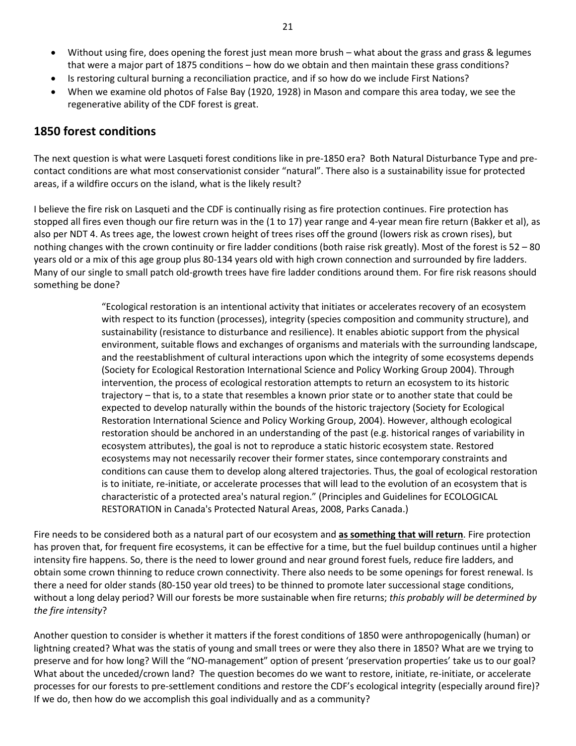- Without using fire, does opening the forest just mean more brush – what about the grass and grass & legumes that were a major part of 1875 conditions – how do we obtain and then maintain these grass conditions?
- Is restoring cultural burning a reconciliation practice, and if so how do we include First Nations?
- When we examine old photos of False Bay (1920, 1928) in Mason and compare this area today, we see the regenerative ability of the CDF forest is great.

## 1850 forest conditions

The next question is what were Lasqueti forest conditions like in pre-1850 era? Both Natural Disturbance Type and pre-contact conditions are what most conservationist consider "natural". There also is a sustainability issue for protected areas, if a wildfire occurs on the island, what is the likely result?

I believe the fire risk on Lasqueti and the CDF is continually rising as fire protection continues. Fire protection has stopped all fires even though our fire return was in the (1 to 17) year range and 4-year mean fire return (Bakker et al), as also per NDT 4. As trees age, the lowest crown height of trees rises off the ground (lowers risk as crown rises), but nothing changes with the crown continuity or fire ladder conditions (both raise risk greatly). Most of the forest is 52 – 80 years old or a mix of this age group plus 80-134 years old with high crown connection and surrounded by fire ladders. Many of our single to small patch old-growth trees have fire ladder conditions around them. For fire risk reasons should something be done?

> "Ecological restoration is an intentional activity that initiates or accelerates recovery of an ecosystem with respect to its function (processes), integrity (species composition and community structure), and sustainability (resistance to disturbance and resilience). It enables abiotic support from the physical environment, suitable flows and exchanges of organisms and materials with the surrounding landscape, and the reestablishment of cultural interactions upon which the integrity of some ecosystems depends (Society for Ecological Restoration International Science and Policy Working Group 2004). Through intervention, the process of ecological restoration attempts to return an ecosystem to its historic trajectory – that is, to a state that resembles a known prior state or to another state that could be expected to develop naturally within the bounds of the historic trajectory (Society for Ecological Restoration International Science and Policy Working Group, 2004). However, although ecological restoration should be anchored in an understanding of the past (e.g. historical ranges of variability in ecosystem attributes), the goal is not to reproduce a static historic ecosystem state. Restored ecosystems may not necessarily recover their former states, since contemporary constraints and conditions can cause them to develop along altered trajectories. Thus, the goal of ecological restoration is to initiate, re-initiate, or accelerate processes that will lead to the evolution of an ecosystem that is characteristic of a protected area's natural region." (Principles and Guidelines for ECOLOGICAL RESTORATION in Canada's Protected Natural Areas, 2008, Parks Canada.)

Fire needs to be considered both as a natural part of our ecosystem and **as something that will return**. Fire protection has proven that, for frequent fire ecosystems, it can be effective for a time, but the fuel buildup continues until a higher intensity fire happens. So, there is the need to lower ground and near ground forest fuels, reduce fire ladders, and obtain some crown thinning to reduce crown connectivity. There also needs to be some openings for forest renewal. Is there a need for older stands (80-150 year old trees) to be thinned to promote later successional stage conditions, without a long delay period? Will our forests be more sustainable when fire returns; *this probably will be determined by the fire intensity*?

Another question to consider is whether it matters if the forest conditions of 1850 were anthropogenically (human) or lightning created? What was the statis of young and small trees or were they also there in 1850? What are we trying to preserve and for how long? Will the "NO-management" option of present 'preservation properties' take us to our goal? What about the unceded/crown land? The question becomes do we want to restore, initiate, re-initiate, or accelerate processes for our forests to pre-settlement conditions and restore the CDF's ecological integrity (especially around fire)? If we do, then how do we accomplish this goal individually and as a community?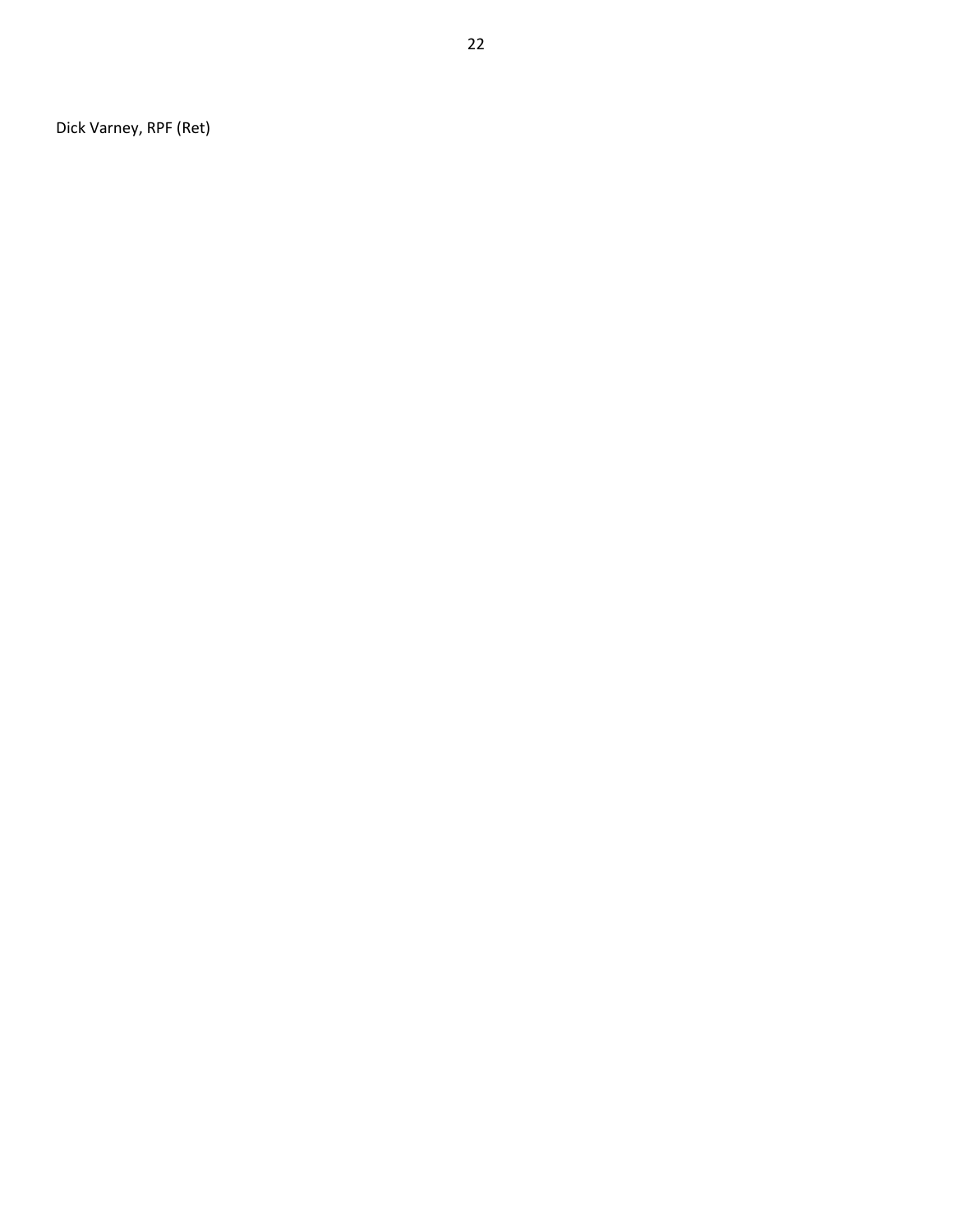Dick Varney, RPF (Ret)